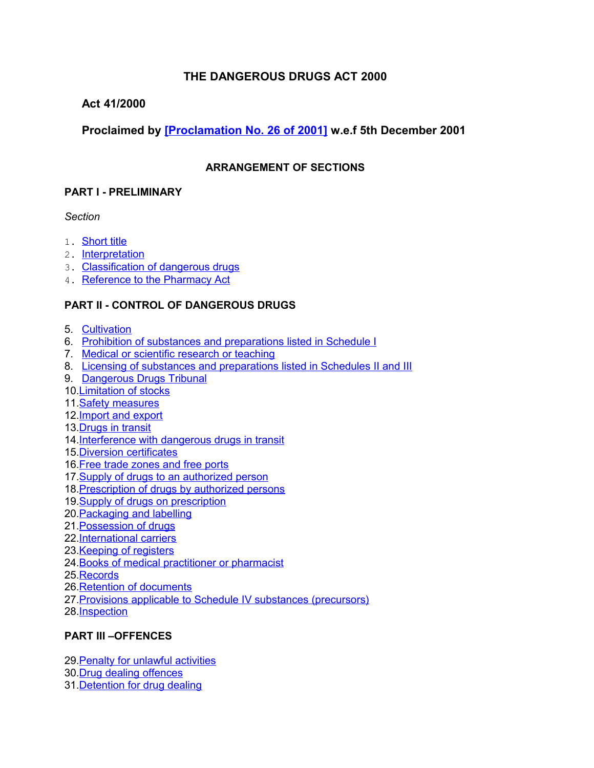# THE DANGEROUS DRUGS ACT 2000

**Act 41/2000**

**Proclaimed by [Proclamation No. 26 of 2001] w.e.f 5th December 2001**

## ARRANGEMENT OF SECTIONS

### PART I - PRELIMINARY

*Section*

1. Short title
2. Interpretation
3. Classification of dangerous drugs
4. Reference to the Pharmacy Act

### PART II - CONTROL OF DANGEROUS DRUGS

5. Cultivation
6. Prohibition of substances and preparations listed in Schedule I
7. Medical or scientific research or teaching
8. Licensing of substances and preparations listed in Schedules II and III
9. Dangerous Drugs Tribunal
10. Limitation of stocks
11. Safety measures
12. Import and export
13. Drugs in transit
14. Interference with dangerous drugs in transit
15. Diversion certificates
16. Free trade zones and free ports
17. Supply of drugs to an authorized person
18. Prescription of drugs by authorized persons
19. Supply of drugs on prescription
20. Packaging and labelling
21. Possession of drugs
22. International carriers
23. Keeping of registers
24. Books of medical practitioner or pharmacist
25. Records
26. Retention of documents
27. Provisions applicable to Schedule IV substances (precursors)
28. Inspection

### PART III –OFFENCES

29. Penalty for unlawful activities
30. Drug dealing offences
31. Detention for drug dealing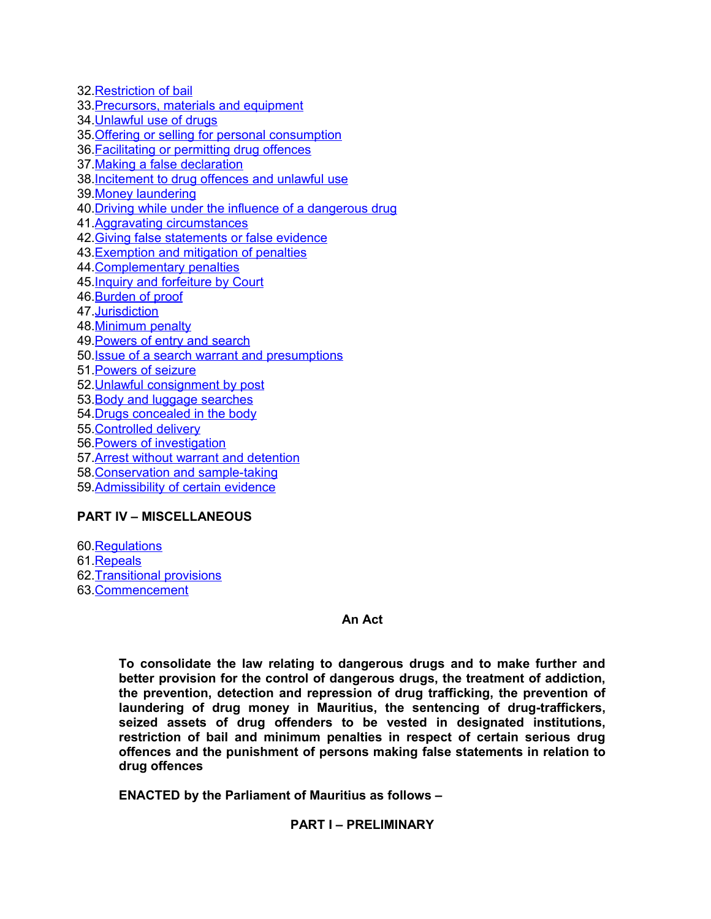32.Restriction of bail
33.Precursors, materials and equipment
34.Unlawful use of drugs
35.Offering or selling for personal consumption
36.Facilitating or permitting drug offences
37.Making a false declaration
38.Incitement to drug offences and unlawful use
39.Money laundering
40.Driving while under the influence of a dangerous drug
41.Aggravating circumstances
42.Giving false statements or false evidence
43.Exemption and mitigation of penalties
44.Complementary penalties
45.Inquiry and forfeiture by Court
46.Burden of proof
47.Jurisdiction
48.Minimum penalty
49.Powers of entry and search
50.Issue of a search warrant and presumptions
51.Powers of seizure
52.Unlawful consignment by post
53.Body and luggage searches
54.Drugs concealed in the body
55.Controlled delivery
56.Powers of investigation
57.Arrest without warrant and detention
58.Conservation and sample-taking
59.Admissibility of certain evidence

**PART IV – MISCELLANEOUS**

60.Regulations
61.Repeals
62.Transitional provisions
63.Commencement

**An Act**

**To consolidate the law relating to dangerous drugs and to make further and better provision for the control of dangerous drugs, the treatment of addiction, the prevention, detection and repression of drug trafficking, the prevention of laundering of drug money in Mauritius, the sentencing of drug-traffickers, seized assets of drug offenders to be vested in designated institutions, restriction of bail and minimum penalties in respect of certain serious drug offences and the punishment of persons making false statements in relation to drug offences**

**ENACTED by the Parliament of Mauritius as follows –**

**PART I – PRELIMINARY**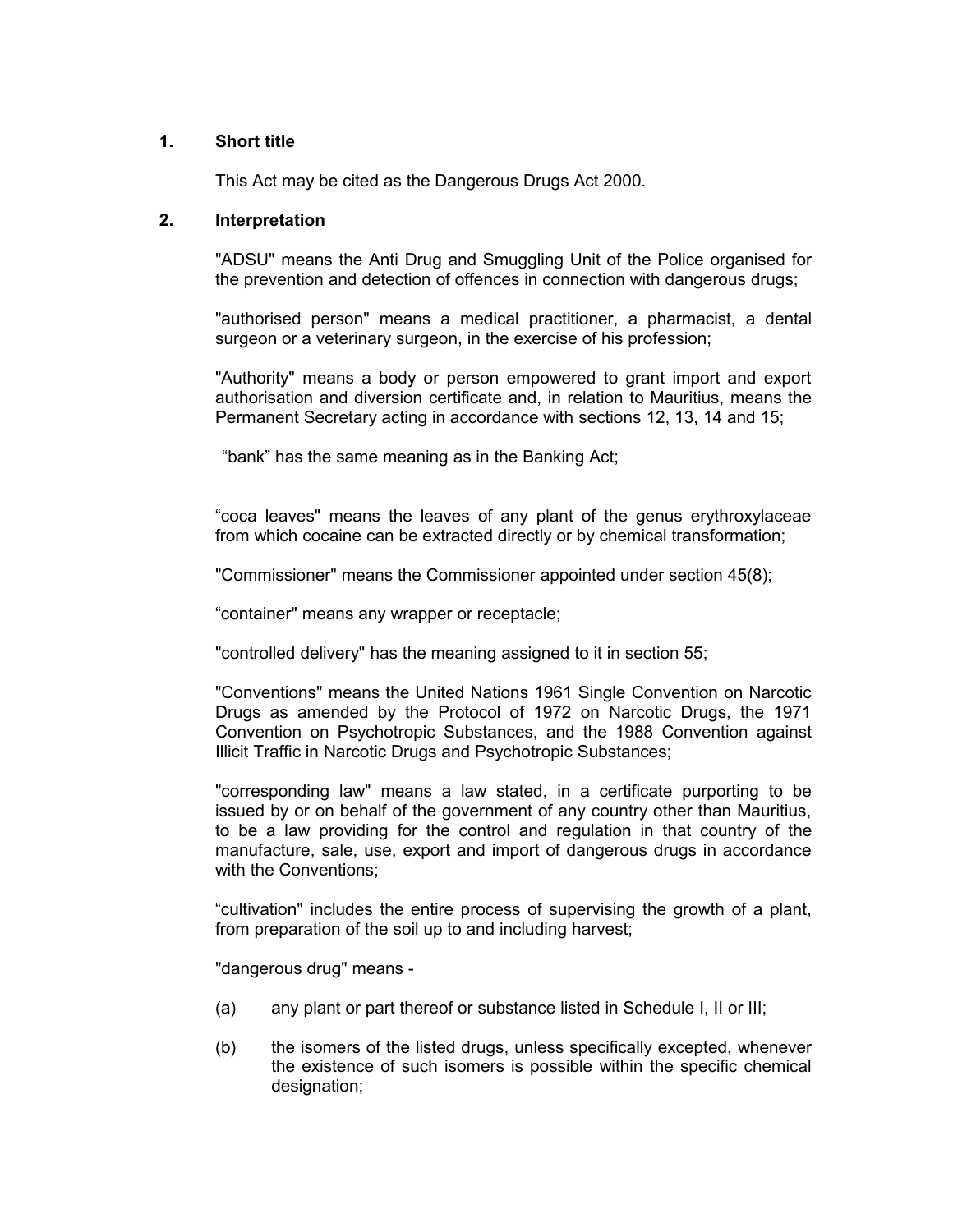## 1. Short title

This Act may be cited as the Dangerous Drugs Act 2000.

## 2. Interpretation

"ADSU" means the Anti Drug and Smuggling Unit of the Police organised for the prevention and detection of offences in connection with dangerous drugs;

"authorised person" means a medical practitioner, a pharmacist, a dental surgeon or a veterinary surgeon, in the exercise of his profession;

"Authority" means a body or person empowered to grant import and export authorisation and diversion certificate and, in relation to Mauritius, means the Permanent Secretary acting in accordance with sections 12, 13, 14 and 15;

"bank" has the same meaning as in the Banking Act;

"coca leaves" means the leaves of any plant of the genus erythroxylaceae from which cocaine can be extracted directly or by chemical transformation;

"Commissioner" means the Commissioner appointed under section 45(8);

"container" means any wrapper or receptacle;

"controlled delivery" has the meaning assigned to it in section 55;

"Conventions" means the United Nations 1961 Single Convention on Narcotic Drugs as amended by the Protocol of 1972 on Narcotic Drugs, the 1971 Convention on Psychotropic Substances, and the 1988 Convention against Illicit Traffic in Narcotic Drugs and Psychotropic Substances;

"corresponding law" means a law stated, in a certificate purporting to be issued by or on behalf of the government of any country other than Mauritius, to be a law providing for the control and regulation in that country of the manufacture, sale, use, export and import of dangerous drugs in accordance with the Conventions;

"cultivation" includes the entire process of supervising the growth of a plant, from preparation of the soil up to and including harvest;

"dangerous drug" means -

(a) any plant or part thereof or substance listed in Schedule I, II or III;

(b) the isomers of the listed drugs, unless specifically excepted, whenever the existence of such isomers is possible within the specific chemical designation;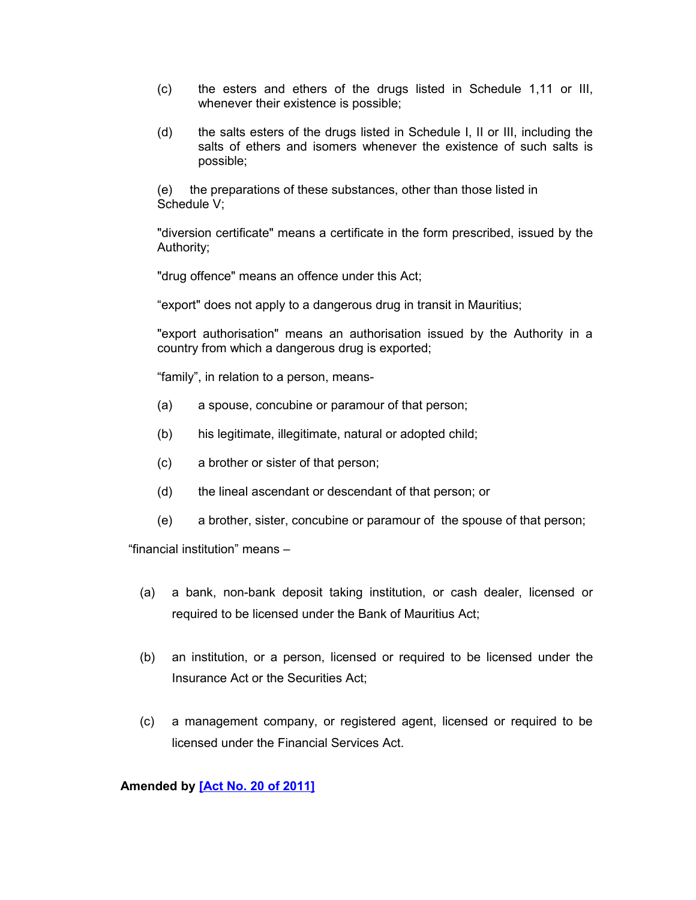(c) the esters and ethers of the drugs listed in Schedule 1,11 or III, whenever their existence is possible;

(d) the salts esters of the drugs listed in Schedule I, II or III, including the salts of ethers and isomers whenever the existence of such salts is possible;

(e) the preparations of these substances, other than those listed in Schedule V;

"diversion certificate" means a certificate in the form prescribed, issued by the Authority;

"drug offence" means an offence under this Act;

“export" does not apply to a dangerous drug in transit in Mauritius;

"export authorisation" means an authorisation issued by the Authority in a country from which a dangerous drug is exported;

“family”, in relation to a person, means-

(a) a spouse, concubine or paramour of that person;

(b) his legitimate, illegitimate, natural or adopted child;

(c) a brother or sister of that person;

(d) the lineal ascendant or descendant of that person; or

(e) a brother, sister, concubine or paramour of the spouse of that person;

“financial institution” means –

(a) a bank, non-bank deposit taking institution, or cash dealer, licensed or required to be licensed under the Bank of Mauritius Act;

(b) an institution, or a person, licensed or required to be licensed under the Insurance Act or the Securities Act;

(c) a management company, or registered agent, licensed or required to be licensed under the Financial Services Act.

**Amended by [Act No. 20 of 2011]**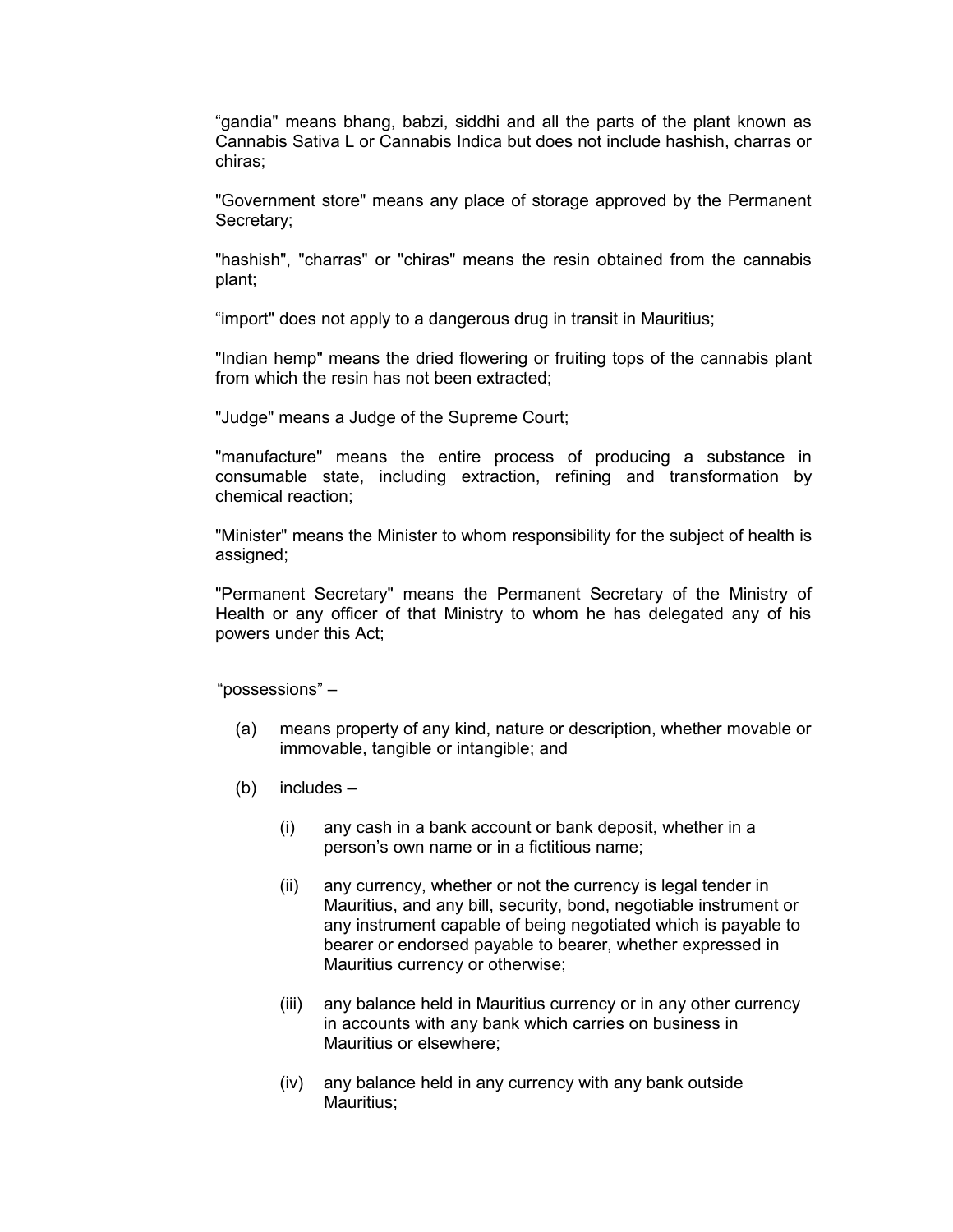“gandia" means bhang, babzi, siddhi and all the parts of the plant known as Cannabis Sativa L or Cannabis Indica but does not include hashish, charras or chiras;

"Government store" means any place of storage approved by the Permanent Secretary;

"hashish", "charras" or "chiras" means the resin obtained from the cannabis plant;

“import" does not apply to a dangerous drug in transit in Mauritius;

"Indian hemp" means the dried flowering or fruiting tops of the cannabis plant from which the resin has not been extracted;

"Judge" means a Judge of the Supreme Court;

"manufacture" means the entire process of producing a substance in consumable state, including extraction, refining and transformation by chemical reaction;

"Minister" means the Minister to whom responsibility for the subject of health is assigned;

"Permanent Secretary" means the Permanent Secretary of the Ministry of Health or any officer of that Ministry to whom he has delegated any of his powers under this Act;

“possessions” –

(a) means property of any kind, nature or description, whether movable or immovable, tangible or intangible; and

(b) includes –

(i) any cash in a bank account or bank deposit, whether in a person’s own name or in a fictitious name;

(ii) any currency, whether or not the currency is legal tender in Mauritius, and any bill, security, bond, negotiable instrument or any instrument capable of being negotiated which is payable to bearer or endorsed payable to bearer, whether expressed in Mauritius currency or otherwise;

(iii) any balance held in Mauritius currency or in any other currency in accounts with any bank which carries on business in Mauritius or elsewhere;

(iv) any balance held in any currency with any bank outside Mauritius;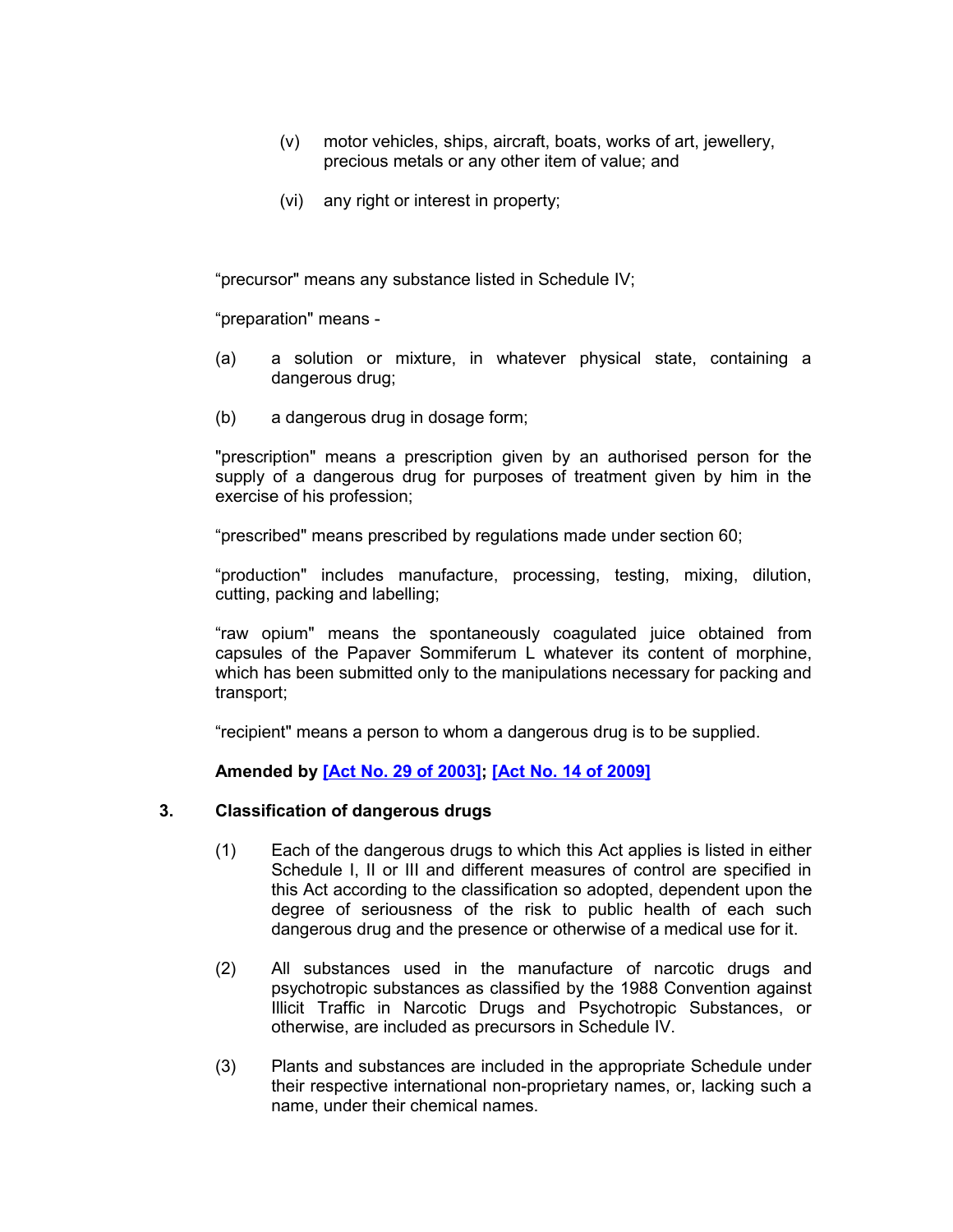(v) motor vehicles, ships, aircraft, boats, works of art, jewellery, precious metals or any other item of value; and

(vi) any right or interest in property;

“precursor" means any substance listed in Schedule IV;

“preparation" means -

(a) a solution or mixture, in whatever physical state, containing a dangerous drug;

(b) a dangerous drug in dosage form;

"prescription" means a prescription given by an authorised person for the supply of a dangerous drug for purposes of treatment given by him in the exercise of his profession;

“prescribed" means prescribed by regulations made under section 60;

“production" includes manufacture, processing, testing, mixing, dilution, cutting, packing and labelling;

“raw opium" means the spontaneously coagulated juice obtained from capsules of the Papaver Sommiferum L whatever its content of morphine, which has been submitted only to the manipulations necessary for packing and transport;

“recipient" means a person to whom a dangerous drug is to be supplied.

**Amended by [Act No. 29 of 2003]; [Act No. 14 of 2009]**

### 3. Classification of dangerous drugs

(1) Each of the dangerous drugs to which this Act applies is listed in either Schedule I, II or III and different measures of control are specified in this Act according to the classification so adopted, dependent upon the degree of seriousness of the risk to public health of each such dangerous drug and the presence or otherwise of a medical use for it.

(2) All substances used in the manufacture of narcotic drugs and psychotropic substances as classified by the 1988 Convention against Illicit Traffic in Narcotic Drugs and Psychotropic Substances, or otherwise, are included as precursors in Schedule IV.

(3) Plants and substances are included in the appropriate Schedule under their respective international non-proprietary names, or, lacking such a name, under their chemical names.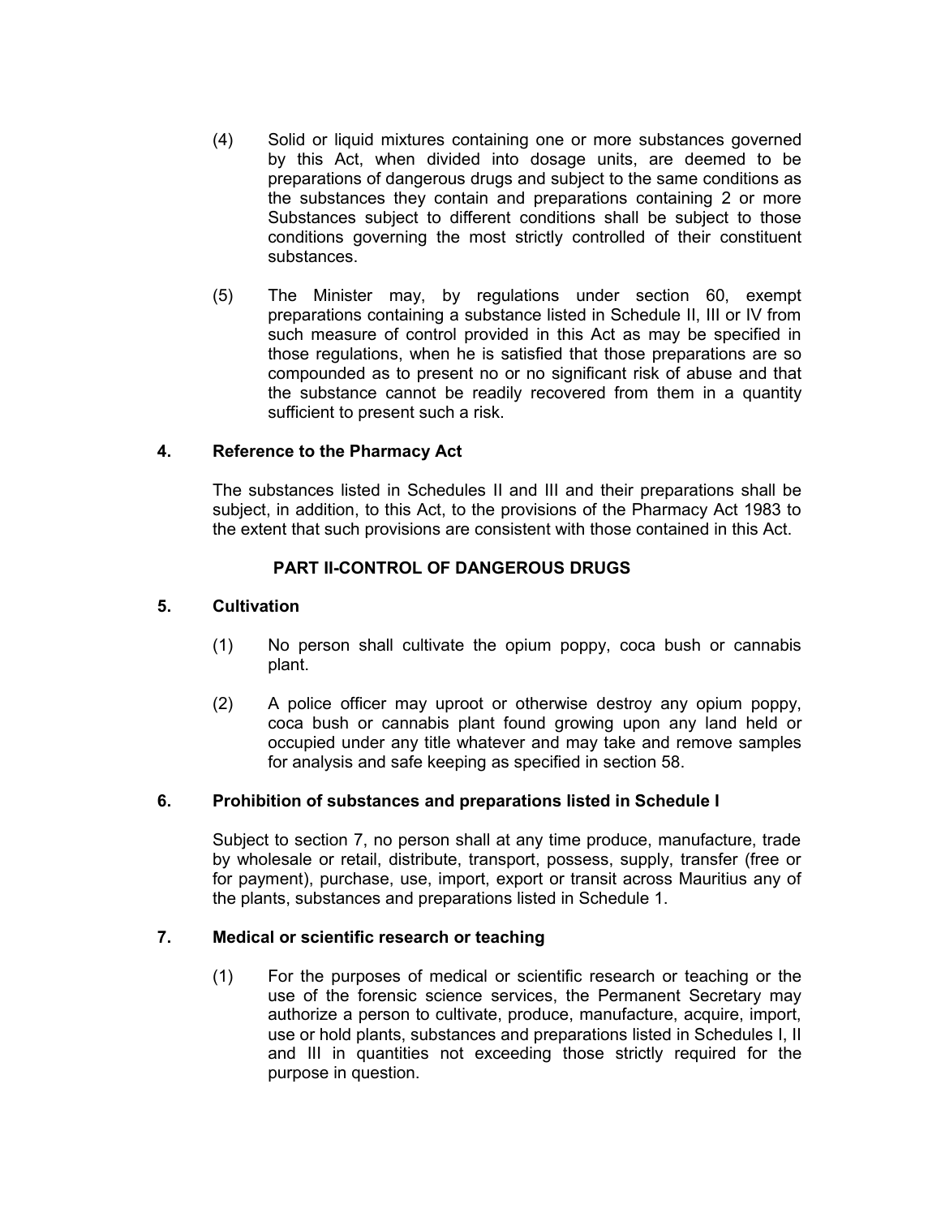(4) Solid or liquid mixtures containing one or more substances governed by this Act, when divided into dosage units, are deemed to be preparations of dangerous drugs and subject to the same conditions as the substances they contain and preparations containing 2 or more Substances subject to different conditions shall be subject to those conditions governing the most strictly controlled of their constituent substances.

(5) The Minister may, by regulations under section 60, exempt preparations containing a substance listed in Schedule II, III or IV from such measure of control provided in this Act as may be specified in those regulations, when he is satisfied that those preparations are so compounded as to present no or no significant risk of abuse and that the substance cannot be readily recovered from them in a quantity sufficient to present such a risk.

### 4. Reference to the Pharmacy Act

The substances listed in Schedules II and III and their preparations shall be subject, in addition, to this Act, to the provisions of the Pharmacy Act 1983 to the extent that such provisions are consistent with those contained in this Act.

## PART II-CONTROL OF DANGEROUS DRUGS

### 5. Cultivation

(1) No person shall cultivate the opium poppy, coca bush or cannabis plant.

(2) A police officer may uproot or otherwise destroy any opium poppy, coca bush or cannabis plant found growing upon any land held or occupied under any title whatever and may take and remove samples for analysis and safe keeping as specified in section 58.

### 6. Prohibition of substances and preparations listed in Schedule I

Subject to section 7, no person shall at any time produce, manufacture, trade by wholesale or retail, distribute, transport, possess, supply, transfer (free or for payment), purchase, use, import, export or transit across Mauritius any of the plants, substances and preparations listed in Schedule 1.

### 7. Medical or scientific research or teaching

(1) For the purposes of medical or scientific research or teaching or the use of the forensic science services, the Permanent Secretary may authorize a person to cultivate, produce, manufacture, acquire, import, use or hold plants, substances and preparations listed in Schedules I, II and III in quantities not exceeding those strictly required for the purpose in question.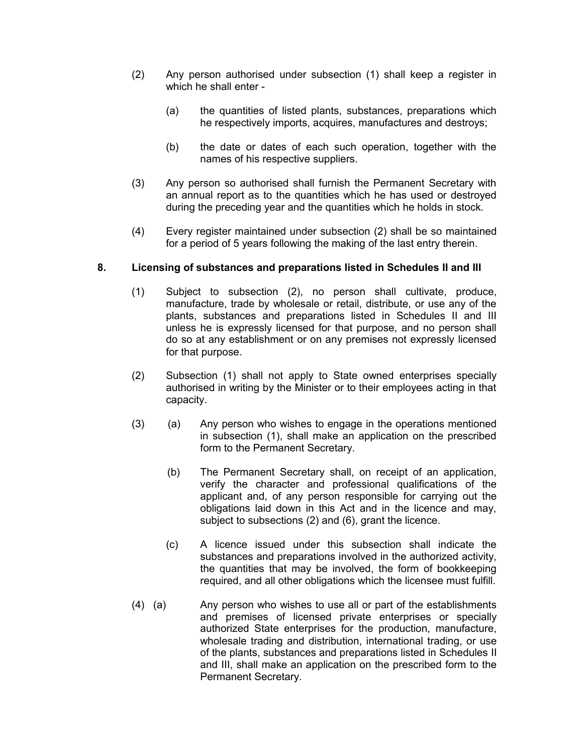(2) Any person authorised under subsection (1) shall keep a register in which he shall enter -

(a) the quantities of listed plants, substances, preparations which he respectively imports, acquires, manufactures and destroys;

(b) the date or dates of each such operation, together with the names of his respective suppliers.

(3) Any person so authorised shall furnish the Permanent Secretary with an annual report as to the quantities which he has used or destroyed during the preceding year and the quantities which he holds in stock.

(4) Every register maintained under subsection (2) shall be so maintained for a period of 5 years following the making of the last entry therein.

## 8. Licensing of substances and preparations listed in Schedules II and III

(1) Subject to subsection (2), no person shall cultivate, produce, manufacture, trade by wholesale or retail, distribute, or use any of the plants, substances and preparations listed in Schedules II and III unless he is expressly licensed for that purpose, and no person shall do so at any establishment or on any premises not expressly licensed for that purpose.

(2) Subsection (1) shall not apply to State owned enterprises specially authorised in writing by the Minister or to their employees acting in that capacity.

(3) (a) Any person who wishes to engage in the operations mentioned in subsection (1), shall make an application on the prescribed form to the Permanent Secretary.

(b) The Permanent Secretary shall, on receipt of an application, verify the character and professional qualifications of the applicant and, of any person responsible for carrying out the obligations laid down in this Act and in the licence and may, subject to subsections (2) and (6), grant the licence.

(c) A licence issued under this subsection shall indicate the substances and preparations involved in the authorized activity, the quantities that may be involved, the form of bookkeeping required, and all other obligations which the licensee must fulfill.

(4) (a) Any person who wishes to use all or part of the establishments and premises of licensed private enterprises or specially authorized State enterprises for the production, manufacture, wholesale trading and distribution, international trading, or use of the plants, substances and preparations listed in Schedules II and III, shall make an application on the prescribed form to the Permanent Secretary.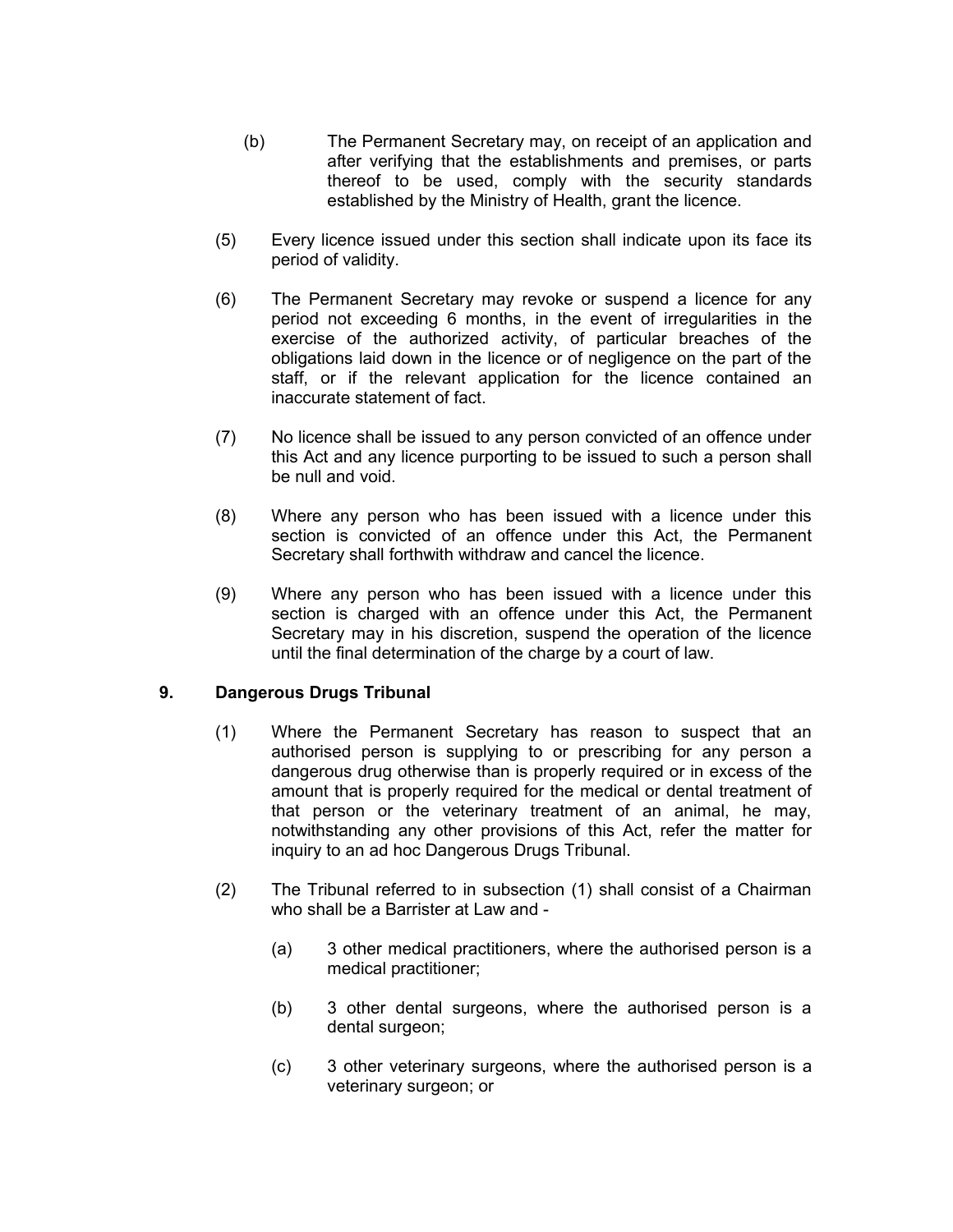(b) The Permanent Secretary may, on receipt of an application and after verifying that the establishments and premises, or parts thereof to be used, comply with the security standards established by the Ministry of Health, grant the licence.

(5) Every licence issued under this section shall indicate upon its face its period of validity.

(6) The Permanent Secretary may revoke or suspend a licence for any period not exceeding 6 months, in the event of irregularities in the exercise of the authorized activity, of particular breaches of the obligations laid down in the licence or of negligence on the part of the staff, or if the relevant application for the licence contained an inaccurate statement of fact.

(7) No licence shall be issued to any person convicted of an offence under this Act and any licence purporting to be issued to such a person shall be null and void.

(8) Where any person who has been issued with a licence under this section is convicted of an offence under this Act, the Permanent Secretary shall forthwith withdraw and cancel the licence.

(9) Where any person who has been issued with a licence under this section is charged with an offence under this Act, the Permanent Secretary may in his discretion, suspend the operation of the licence until the final determination of the charge by a court of law.

**9. Dangerous Drugs Tribunal**

(1) Where the Permanent Secretary has reason to suspect that an authorised person is supplying to or prescribing for any person a dangerous drug otherwise than is properly required or in excess of the amount that is properly required for the medical or dental treatment of that person or the veterinary treatment of an animal, he may, notwithstanding any other provisions of this Act, refer the matter for inquiry to an ad hoc Dangerous Drugs Tribunal.

(2) The Tribunal referred to in subsection (1) shall consist of a Chairman who shall be a Barrister at Law and -

(a) 3 other medical practitioners, where the authorised person is a medical practitioner;

(b) 3 other dental surgeons, where the authorised person is a dental surgeon;

(c) 3 other veterinary surgeons, where the authorised person is a veterinary surgeon; or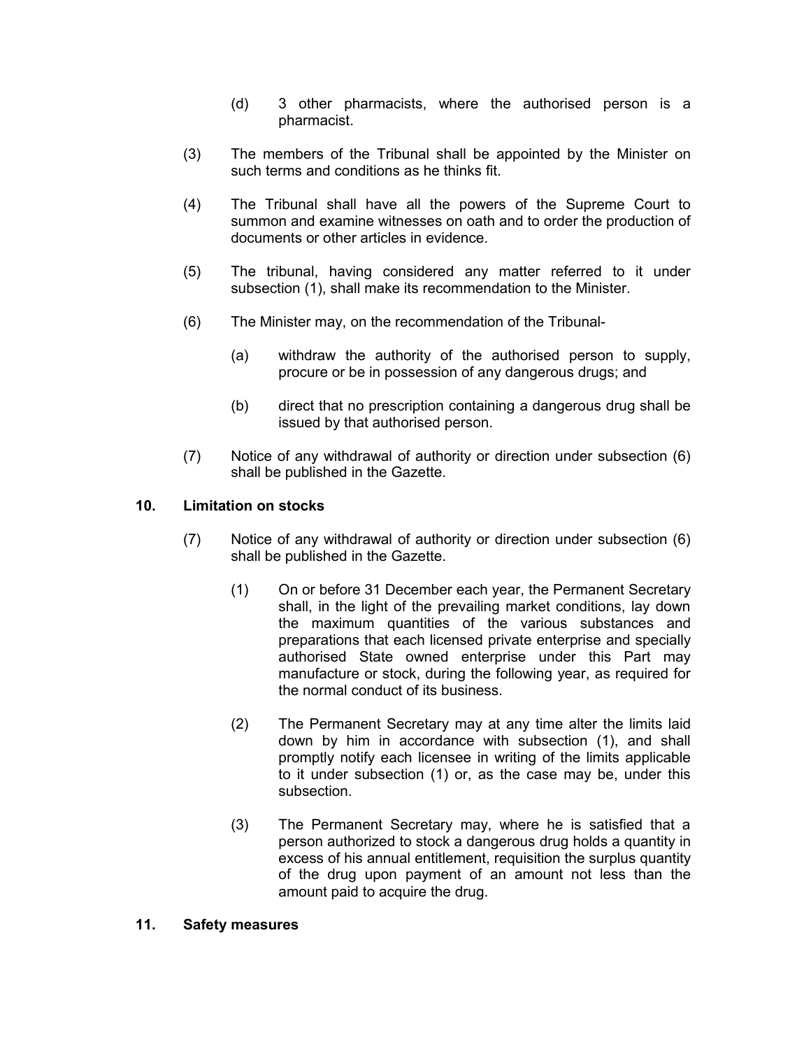(d) 3 other pharmacists, where the authorised person is a pharmacist.

(3) The members of the Tribunal shall be appointed by the Minister on such terms and conditions as he thinks fit.

(4) The Tribunal shall have all the powers of the Supreme Court to summon and examine witnesses on oath and to order the production of documents or other articles in evidence.

(5) The tribunal, having considered any matter referred to it under subsection (1), shall make its recommendation to the Minister.

(6) The Minister may, on the recommendation of the Tribunal-

(a) withdraw the authority of the authorised person to supply, procure or be in possession of any dangerous drugs; and

(b) direct that no prescription containing a dangerous drug shall be issued by that authorised person.

(7) Notice of any withdrawal of authority or direction under subsection (6) shall be published in the Gazette.

**10. Limitation on stocks**

(7) Notice of any withdrawal of authority or direction under subsection (6) shall be published in the Gazette.

(1) On or before 31 December each year, the Permanent Secretary shall, in the light of the prevailing market conditions, lay down the maximum quantities of the various substances and preparations that each licensed private enterprise and specially authorised State owned enterprise under this Part may manufacture or stock, during the following year, as required for the normal conduct of its business.

(2) The Permanent Secretary may at any time alter the limits laid down by him in accordance with subsection (1), and shall promptly notify each licensee in writing of the limits applicable to it under subsection (1) or, as the case may be, under this subsection.

(3) The Permanent Secretary may, where he is satisfied that a person authorized to stock a dangerous drug holds a quantity in excess of his annual entitlement, requisition the surplus quantity of the drug upon payment of an amount not less than the amount paid to acquire the drug.

**11. Safety measures**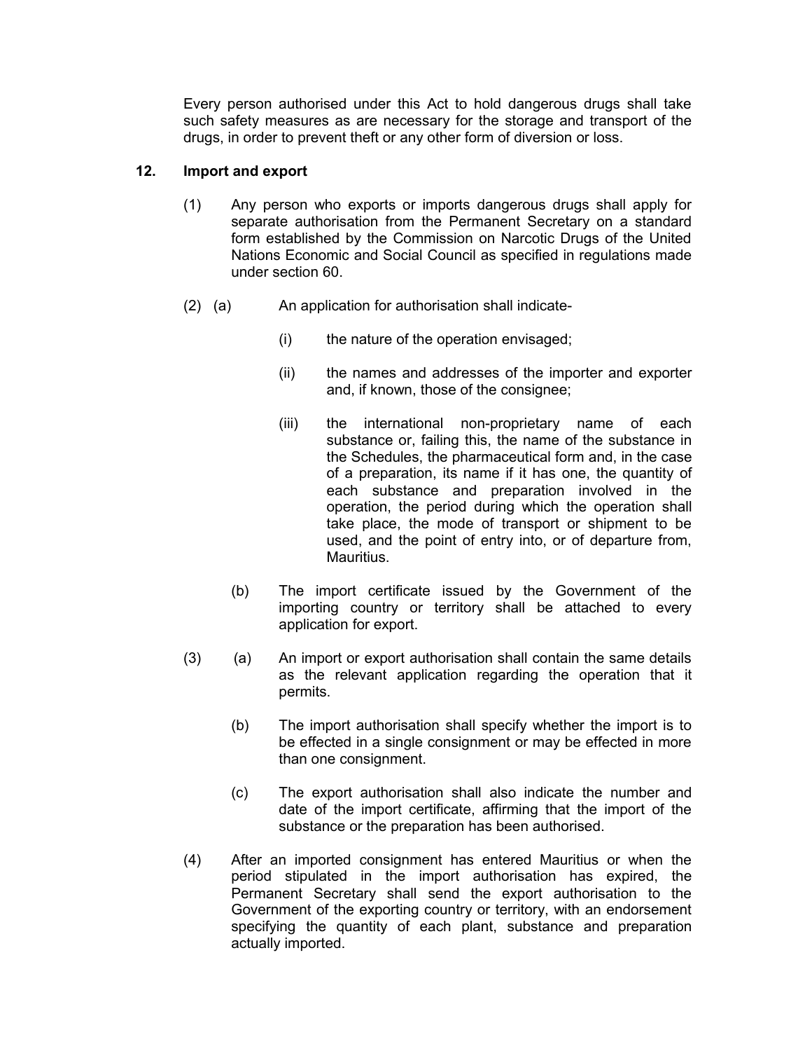Every person authorised under this Act to hold dangerous drugs shall take such safety measures as are necessary for the storage and transport of the drugs, in order to prevent theft or any other form of diversion or loss.

**12. Import and export**

(1) Any person who exports or imports dangerous drugs shall apply for separate authorisation from the Permanent Secretary on a standard form established by the Commission on Narcotic Drugs of the United Nations Economic and Social Council as specified in regulations made under section 60.

(2) (a) An application for authorisation shall indicate-

(i) the nature of the operation envisaged;

(ii) the names and addresses of the importer and exporter and, if known, those of the consignee;

(iii) the international non-proprietary name of each substance or, failing this, the name of the substance in the Schedules, the pharmaceutical form and, in the case of a preparation, its name if it has one, the quantity of each substance and preparation involved in the operation, the period during which the operation shall take place, the mode of transport or shipment to be used, and the point of entry into, or of departure from, Mauritius.

(b) The import certificate issued by the Government of the importing country or territory shall be attached to every application for export.

(3) (a) An import or export authorisation shall contain the same details as the relevant application regarding the operation that it permits.

(b) The import authorisation shall specify whether the import is to be effected in a single consignment or may be effected in more than one consignment.

(c) The export authorisation shall also indicate the number and date of the import certificate, affirming that the import of the substance or the preparation has been authorised.

(4) After an imported consignment has entered Mauritius or when the period stipulated in the import authorisation has expired, the Permanent Secretary shall send the export authorisation to the Government of the exporting country or territory, with an endorsement specifying the quantity of each plant, substance and preparation actually imported.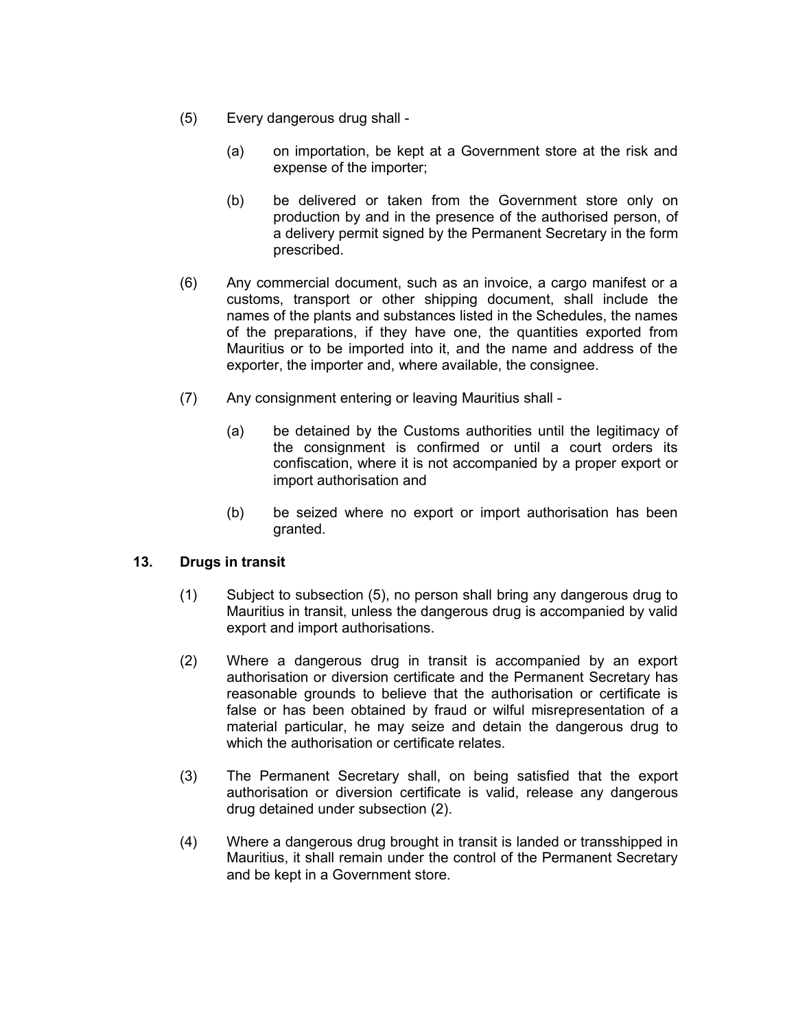(5) Every dangerous drug shall -

(a) on importation, be kept at a Government store at the risk and expense of the importer;

(b) be delivered or taken from the Government store only on production by and in the presence of the authorised person, of a delivery permit signed by the Permanent Secretary in the form prescribed.

(6) Any commercial document, such as an invoice, a cargo manifest or a customs, transport or other shipping document, shall include the names of the plants and substances listed in the Schedules, the names of the preparations, if they have one, the quantities exported from Mauritius or to be imported into it, and the name and address of the exporter, the importer and, where available, the consignee.

(7) Any consignment entering or leaving Mauritius shall -

(a) be detained by the Customs authorities until the legitimacy of the consignment is confirmed or until a court orders its confiscation, where it is not accompanied by a proper export or import authorisation and

(b) be seized where no export or import authorisation has been granted.

### 13. Drugs in transit

(1) Subject to subsection (5), no person shall bring any dangerous drug to Mauritius in transit, unless the dangerous drug is accompanied by valid export and import authorisations.

(2) Where a dangerous drug in transit is accompanied by an export authorisation or diversion certificate and the Permanent Secretary has reasonable grounds to believe that the authorisation or certificate is false or has been obtained by fraud or wilful misrepresentation of a material particular, he may seize and detain the dangerous drug to which the authorisation or certificate relates.

(3) The Permanent Secretary shall, on being satisfied that the export authorisation or diversion certificate is valid, release any dangerous drug detained under subsection (2).

(4) Where a dangerous drug brought in transit is landed or transshipped in Mauritius, it shall remain under the control of the Permanent Secretary and be kept in a Government store.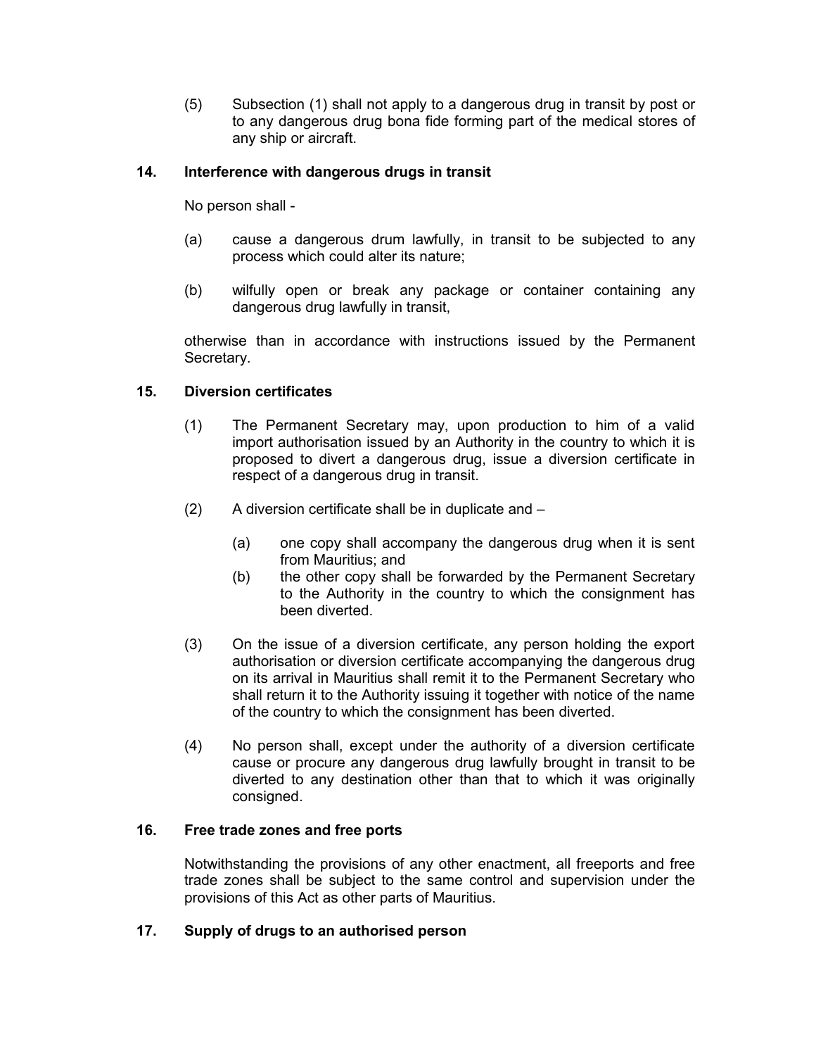(5) Subsection (1) shall not apply to a dangerous drug in transit by post or to any dangerous drug bona fide forming part of the medical stores of any ship or aircraft.

### 14. Interference with dangerous drugs in transit

No person shall -

(a) cause a dangerous drum lawfully, in transit to be subjected to any process which could alter its nature;

(b) wilfully open or break any package or container containing any dangerous drug lawfully in transit,

otherwise than in accordance with instructions issued by the Permanent Secretary.

### 15. Diversion certificates

(1) The Permanent Secretary may, upon production to him of a valid import authorisation issued by an Authority in the country to which it is proposed to divert a dangerous drug, issue a diversion certificate in respect of a dangerous drug in transit.

(2) A diversion certificate shall be in duplicate and –

(a) one copy shall accompany the dangerous drug when it is sent from Mauritius; and
(b) the other copy shall be forwarded by the Permanent Secretary to the Authority in the country to which the consignment has been diverted.

(3) On the issue of a diversion certificate, any person holding the export authorisation or diversion certificate accompanying the dangerous drug on its arrival in Mauritius shall remit it to the Permanent Secretary who shall return it to the Authority issuing it together with notice of the name of the country to which the consignment has been diverted.

(4) No person shall, except under the authority of a diversion certificate cause or procure any dangerous drug lawfully brought in transit to be diverted to any destination other than that to which it was originally consigned.

### 16. Free trade zones and free ports

Notwithstanding the provisions of any other enactment, all freeports and free trade zones shall be subject to the same control and supervision under the provisions of this Act as other parts of Mauritius.

### 17. Supply of drugs to an authorised person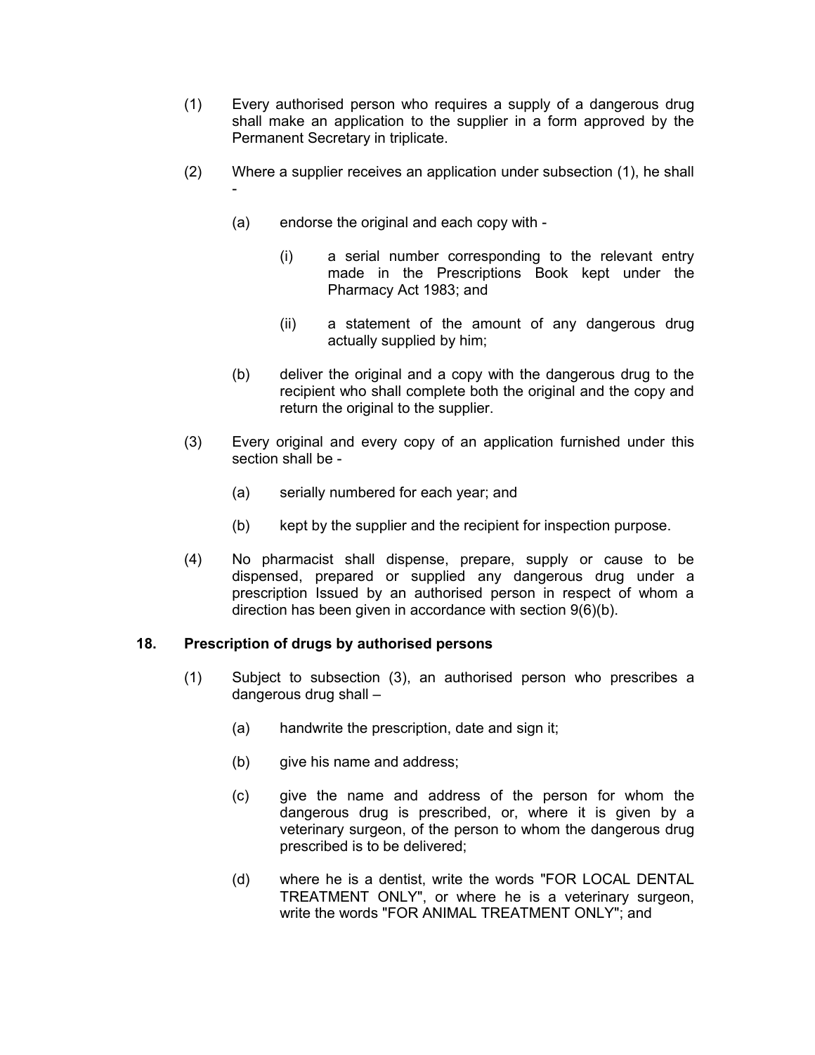(1) Every authorised person who requires a supply of a dangerous drug shall make an application to the supplier in a form approved by the Permanent Secretary in triplicate.

(2) Where a supplier receives an application under subsection (1), he shall -

(a) endorse the original and each copy with -

(i) a serial number corresponding to the relevant entry made in the Prescriptions Book kept under the Pharmacy Act 1983; and

(ii) a statement of the amount of any dangerous drug actually supplied by him;

(b) deliver the original and a copy with the dangerous drug to the recipient who shall complete both the original and the copy and return the original to the supplier.

(3) Every original and every copy of an application furnished under this section shall be -

(a) serially numbered for each year; and

(b) kept by the supplier and the recipient for inspection purpose.

(4) No pharmacist shall dispense, prepare, supply or cause to be dispensed, prepared or supplied any dangerous drug under a prescription Issued by an authorised person in respect of whom a direction has been given in accordance with section 9(6)(b).

## 18. Prescription of drugs by authorised persons

(1) Subject to subsection (3), an authorised person who prescribes a dangerous drug shall –

(a) handwrite the prescription, date and sign it;

(b) give his name and address;

(c) give the name and address of the person for whom the dangerous drug is prescribed, or, where it is given by a veterinary surgeon, of the person to whom the dangerous drug prescribed is to be delivered;

(d) where he is a dentist, write the words "FOR LOCAL DENTAL TREATMENT ONLY", or where he is a veterinary surgeon, write the words "FOR ANIMAL TREATMENT ONLY"; and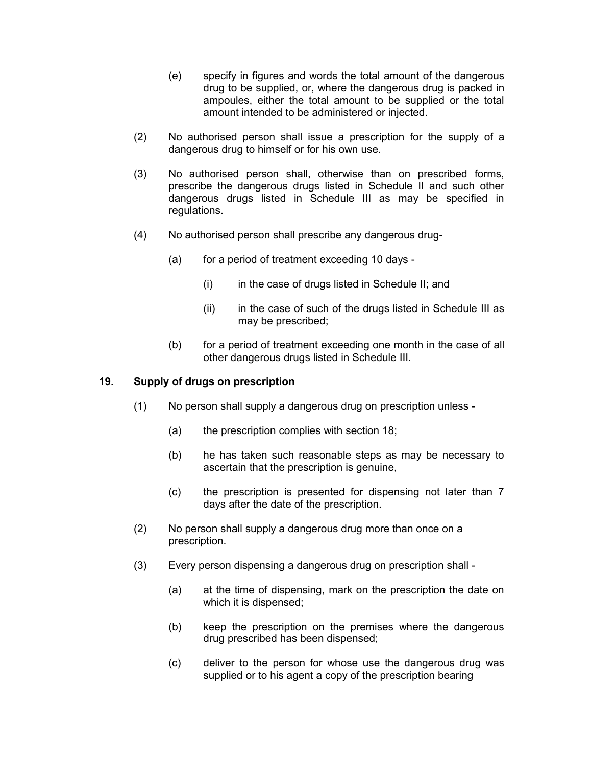(e) specify in figures and words the total amount of the dangerous drug to be supplied, or, where the dangerous drug is packed in ampoules, either the total amount to be supplied or the total amount intended to be administered or injected.

(2) No authorised person shall issue a prescription for the supply of a dangerous drug to himself or for his own use.

(3) No authorised person shall, otherwise than on prescribed forms, prescribe the dangerous drugs listed in Schedule II and such other dangerous drugs listed in Schedule III as may be specified in regulations.

(4) No authorised person shall prescribe any dangerous drug-

(a) for a period of treatment exceeding 10 days -

(i) in the case of drugs listed in Schedule II; and

(ii) in the case of such of the drugs listed in Schedule III as may be prescribed;

(b) for a period of treatment exceeding one month in the case of all other dangerous drugs listed in Schedule III.

## 19. Supply of drugs on prescription

(1) No person shall supply a dangerous drug on prescription unless -

(a) the prescription complies with section 18;

(b) he has taken such reasonable steps as may be necessary to ascertain that the prescription is genuine,

(c) the prescription is presented for dispensing not later than 7 days after the date of the prescription.

(2) No person shall supply a dangerous drug more than once on a prescription.

(3) Every person dispensing a dangerous drug on prescription shall -

(a) at the time of dispensing, mark on the prescription the date on which it is dispensed;

(b) keep the prescription on the premises where the dangerous drug prescribed has been dispensed;

(c) deliver to the person for whose use the dangerous drug was supplied or to his agent a copy of the prescription bearing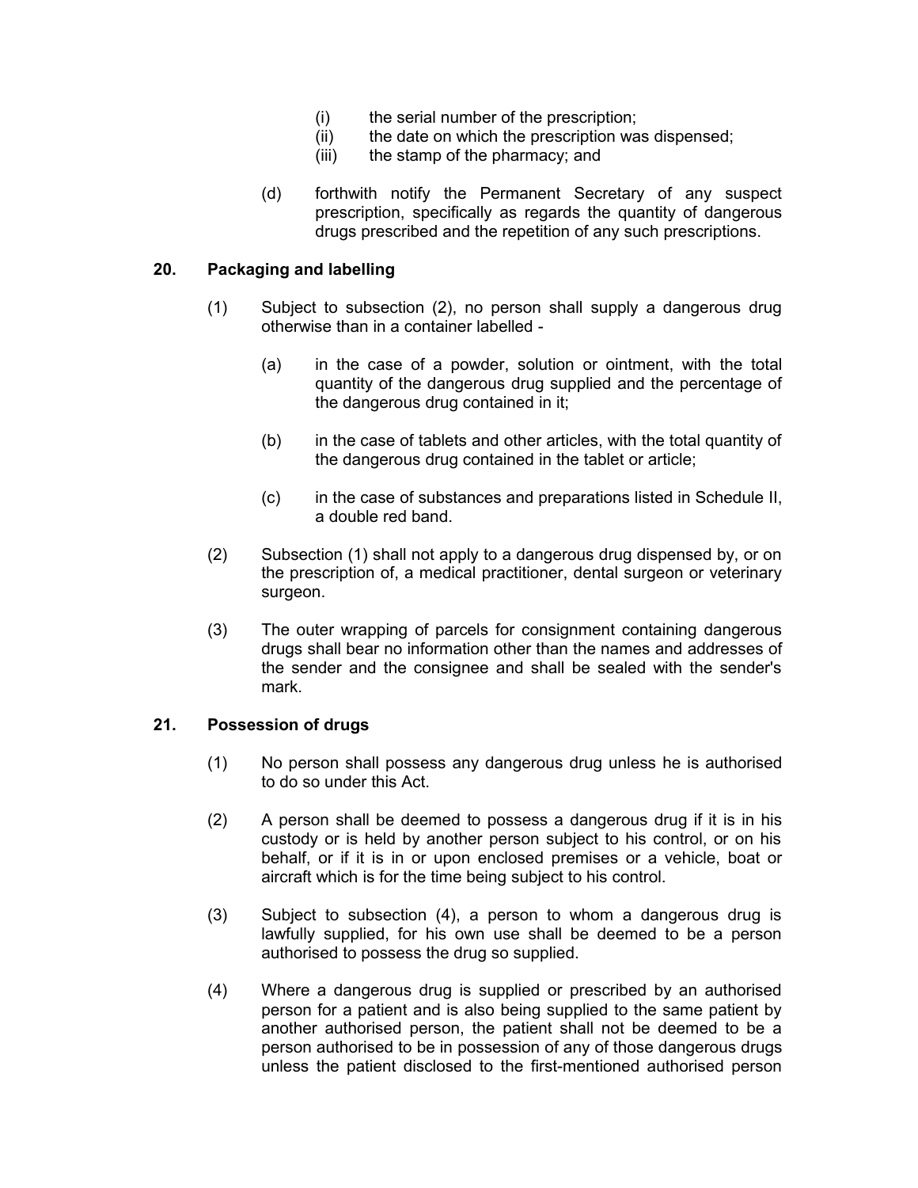(i) the serial number of the prescription;
(ii) the date on which the prescription was dispensed;
(iii) the stamp of the pharmacy; and

(d) forthwith notify the Permanent Secretary of any suspect prescription, specifically as regards the quantity of dangerous drugs prescribed and the repetition of any such prescriptions.

## 20. Packaging and labelling

(1) Subject to subsection (2), no person shall supply a dangerous drug otherwise than in a container labelled -

(a) in the case of a powder, solution or ointment, with the total quantity of the dangerous drug supplied and the percentage of the dangerous drug contained in it;

(b) in the case of tablets and other articles, with the total quantity of the dangerous drug contained in the tablet or article;

(c) in the case of substances and preparations listed in Schedule II, a double red band.

(2) Subsection (1) shall not apply to a dangerous drug dispensed by, or on the prescription of, a medical practitioner, dental surgeon or veterinary surgeon.

(3) The outer wrapping of parcels for consignment containing dangerous drugs shall bear no information other than the names and addresses of the sender and the consignee and shall be sealed with the sender's mark.

## 21. Possession of drugs

(1) No person shall possess any dangerous drug unless he is authorised to do so under this Act.

(2) A person shall be deemed to possess a dangerous drug if it is in his custody or is held by another person subject to his control, or on his behalf, or if it is in or upon enclosed premises or a vehicle, boat or aircraft which is for the time being subject to his control.

(3) Subject to subsection (4), a person to whom a dangerous drug is lawfully supplied, for his own use shall be deemed to be a person authorised to possess the drug so supplied.

(4) Where a dangerous drug is supplied or prescribed by an authorised person for a patient and is also being supplied to the same patient by another authorised person, the patient shall not be deemed to be a person authorised to be in possession of any of those dangerous drugs unless the patient disclosed to the first-mentioned authorised person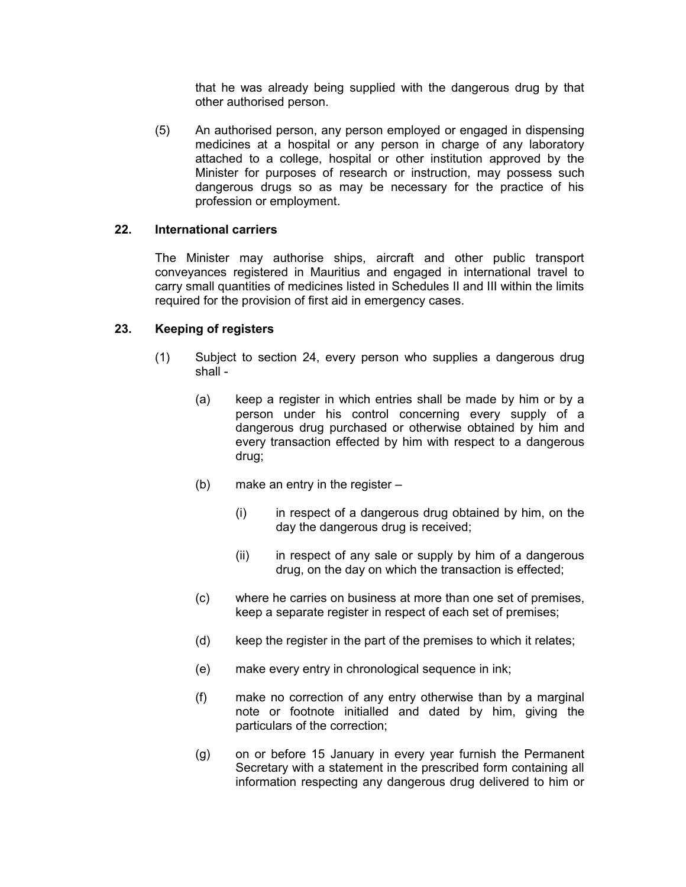that he was already being supplied with the dangerous drug by that other authorised person.

(5) An authorised person, any person employed or engaged in dispensing medicines at a hospital or any person in charge of any laboratory attached to a college, hospital or other institution approved by the Minister for purposes of research or instruction, may possess such dangerous drugs so as may be necessary for the practice of his profession or employment.

**22. International carriers**

The Minister may authorise ships, aircraft and other public transport conveyances registered in Mauritius and engaged in international travel to carry small quantities of medicines listed in Schedules II and III within the limits required for the provision of first aid in emergency cases.

**23. Keeping of registers**

(1) Subject to section 24, every person who supplies a dangerous drug shall -

(a) keep a register in which entries shall be made by him or by a person under his control concerning every supply of a dangerous drug purchased or otherwise obtained by him and every transaction effected by him with respect to a dangerous drug;

(b) make an entry in the register –

(i) in respect of a dangerous drug obtained by him, on the day the dangerous drug is received;

(ii) in respect of any sale or supply by him of a dangerous drug, on the day on which the transaction is effected;

(c) where he carries on business at more than one set of premises, keep a separate register in respect of each set of premises;

(d) keep the register in the part of the premises to which it relates;

(e) make every entry in chronological sequence in ink;

(f) make no correction of any entry otherwise than by a marginal note or footnote initialled and dated by him, giving the particulars of the correction;

(g) on or before 15 January in every year furnish the Permanent Secretary with a statement in the prescribed form containing all information respecting any dangerous drug delivered to him or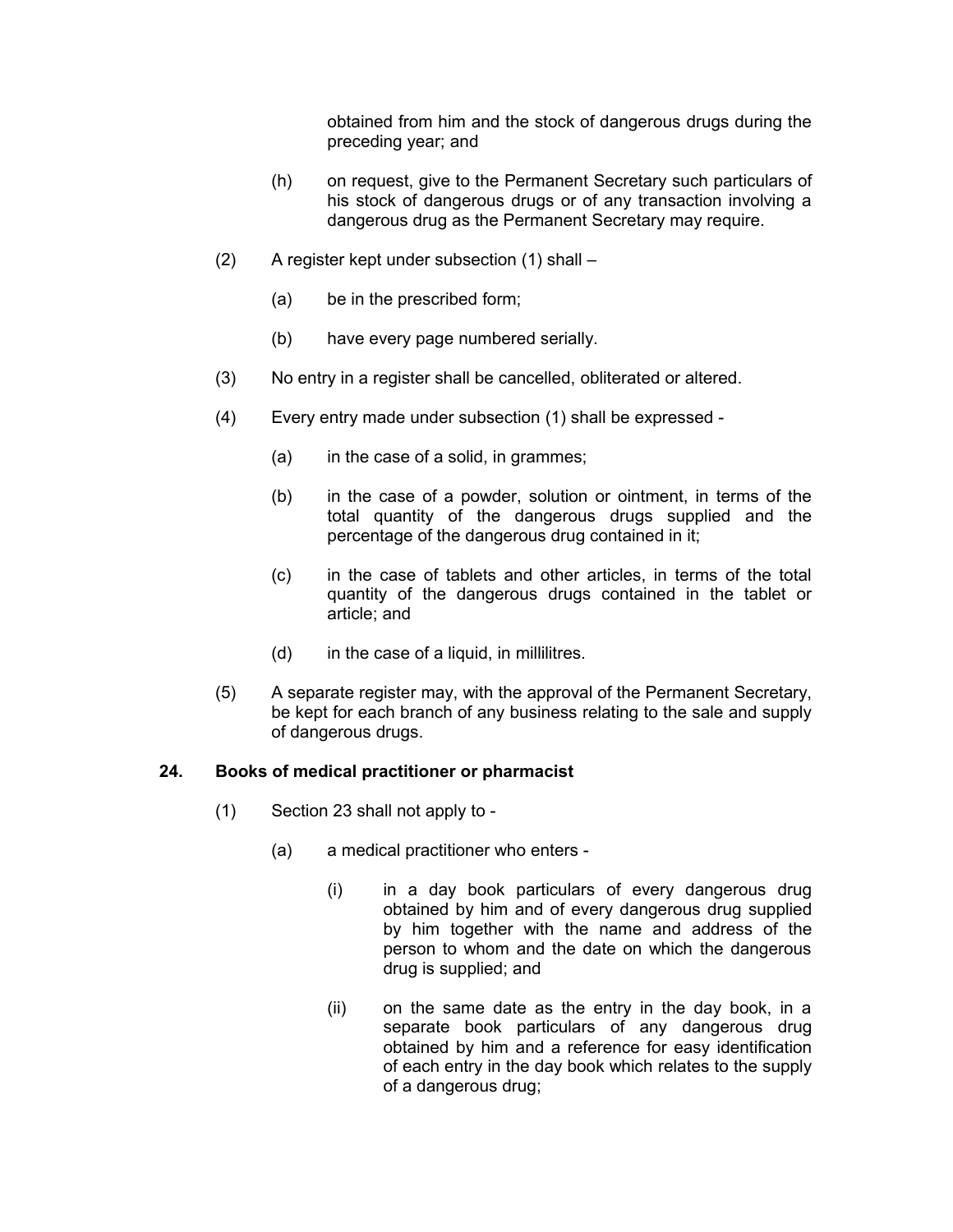obtained from him and the stock of dangerous drugs during the preceding year; and

(h) on request, give to the Permanent Secretary such particulars of his stock of dangerous drugs or of any transaction involving a dangerous drug as the Permanent Secretary may require.

(2) A register kept under subsection (1) shall –

(a) be in the prescribed form;

(b) have every page numbered serially.

(3) No entry in a register shall be cancelled, obliterated or altered.

(4) Every entry made under subsection (1) shall be expressed -

(a) in the case of a solid, in grammes;

(b) in the case of a powder, solution or ointment, in terms of the total quantity of the dangerous drugs supplied and the percentage of the dangerous drug contained in it;

(c) in the case of tablets and other articles, in terms of the total quantity of the dangerous drugs contained in the tablet or article; and

(d) in the case of a liquid, in millilitres.

(5) A separate register may, with the approval of the Permanent Secretary, be kept for each branch of any business relating to the sale and supply of dangerous drugs.

**24. Books of medical practitioner or pharmacist**

(1) Section 23 shall not apply to -

(a) a medical practitioner who enters -

(i) in a day book particulars of every dangerous drug obtained by him and of every dangerous drug supplied by him together with the name and address of the person to whom and the date on which the dangerous drug is supplied; and

(ii) on the same date as the entry in the day book, in a separate book particulars of any dangerous drug obtained by him and a reference for easy identification of each entry in the day book which relates to the supply of a dangerous drug;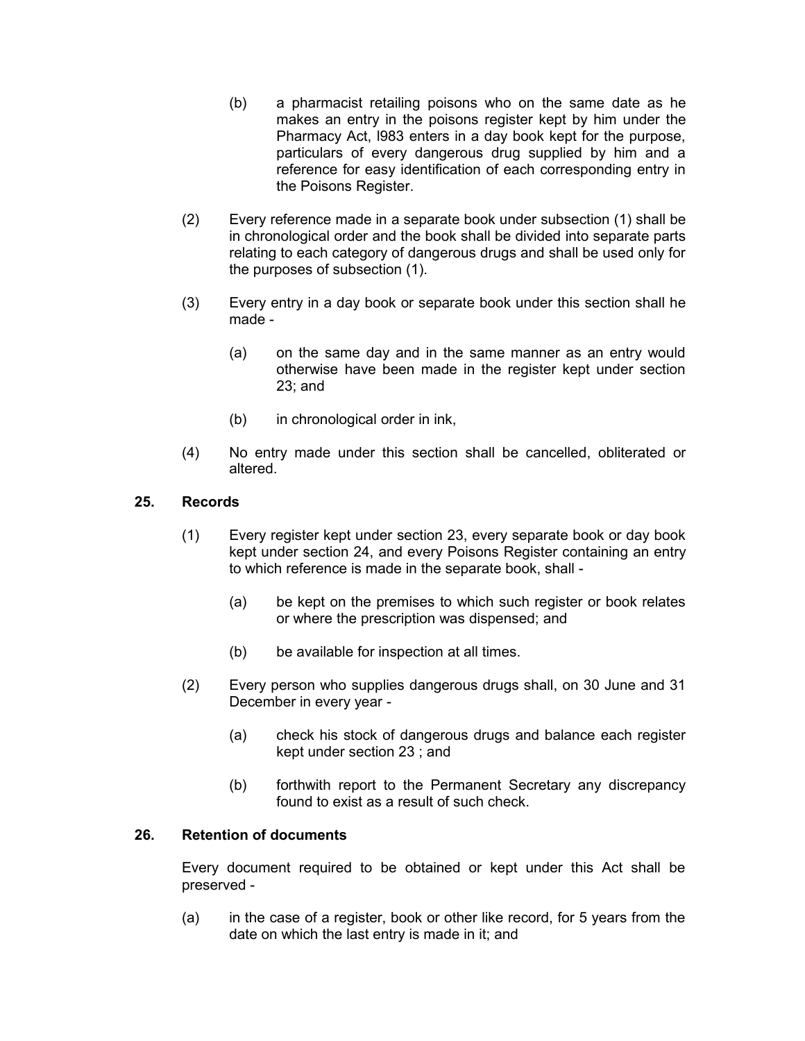(b) a pharmacist retailing poisons who on the same date as he makes an entry in the poisons register kept by him under the Pharmacy Act, l983 enters in a day book kept for the purpose, particulars of every dangerous drug supplied by him and a reference for easy identification of each corresponding entry in the Poisons Register.

(2) Every reference made in a separate book under subsection (1) shall be in chronological order and the book shall be divided into separate parts relating to each category of dangerous drugs and shall be used only for the purposes of subsection (1).

(3) Every entry in a day book or separate book under this section shall he made -

(a) on the same day and in the same manner as an entry would otherwise have been made in the register kept under section 23; and

(b) in chronological order in ink,

(4) No entry made under this section shall be cancelled, obliterated or altered.

**25. Records**

(1) Every register kept under section 23, every separate book or day book kept under section 24, and every Poisons Register containing an entry to which reference is made in the separate book, shall -

(a) be kept on the premises to which such register or book relates or where the prescription was dispensed; and

(b) be available for inspection at all times.

(2) Every person who supplies dangerous drugs shall, on 30 June and 31 December in every year -

(a) check his stock of dangerous drugs and balance each register kept under section 23 ; and

(b) forthwith report to the Permanent Secretary any discrepancy found to exist as a result of such check.

**26. Retention of documents**

Every document required to be obtained or kept under this Act shall be preserved -

(a) in the case of a register, book or other like record, for 5 years from the date on which the last entry is made in it; and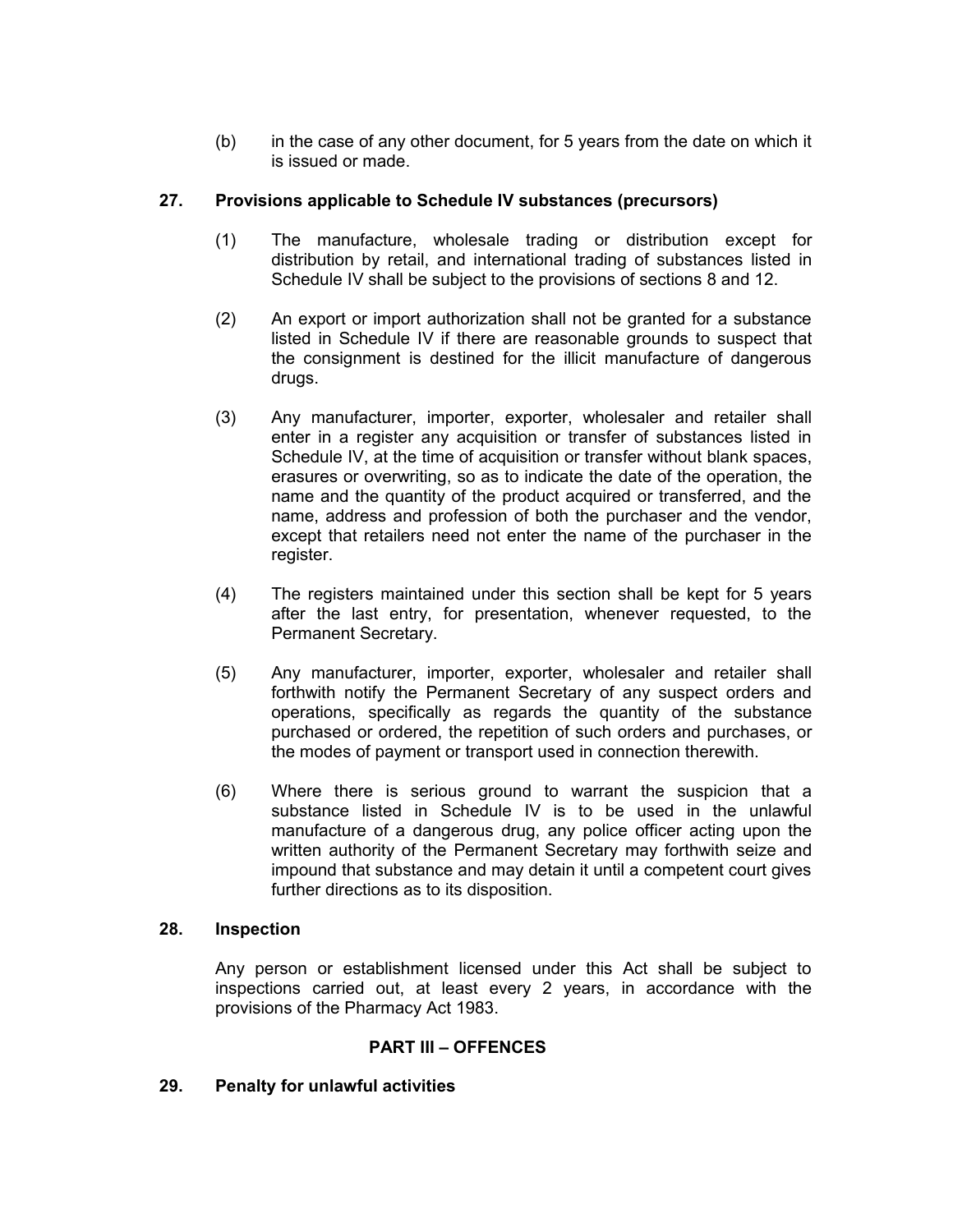(b) in the case of any other document, for 5 years from the date on which it is issued or made.

**27. Provisions applicable to Schedule IV substances (precursors)**

(1) The manufacture, wholesale trading or distribution except for distribution by retail, and international trading of substances listed in Schedule IV shall be subject to the provisions of sections 8 and 12.

(2) An export or import authorization shall not be granted for a substance listed in Schedule IV if there are reasonable grounds to suspect that the consignment is destined for the illicit manufacture of dangerous drugs.

(3) Any manufacturer, importer, exporter, wholesaler and retailer shall enter in a register any acquisition or transfer of substances listed in Schedule IV, at the time of acquisition or transfer without blank spaces, erasures or overwriting, so as to indicate the date of the operation, the name and the quantity of the product acquired or transferred, and the name, address and profession of both the purchaser and the vendor, except that retailers need not enter the name of the purchaser in the register.

(4) The registers maintained under this section shall be kept for 5 years after the last entry, for presentation, whenever requested, to the Permanent Secretary.

(5) Any manufacturer, importer, exporter, wholesaler and retailer shall forthwith notify the Permanent Secretary of any suspect orders and operations, specifically as regards the quantity of the substance purchased or ordered, the repetition of such orders and purchases, or the modes of payment or transport used in connection therewith.

(6) Where there is serious ground to warrant the suspicion that a substance listed in Schedule IV is to be used in the unlawful manufacture of a dangerous drug, any police officer acting upon the written authority of the Permanent Secretary may forthwith seize and impound that substance and may detain it until a competent court gives further directions as to its disposition.

**28. Inspection**

Any person or establishment licensed under this Act shall be subject to inspections carried out, at least every 2 years, in accordance with the provisions of the Pharmacy Act 1983.

## PART III – OFFENCES

**29. Penalty for unlawful activities**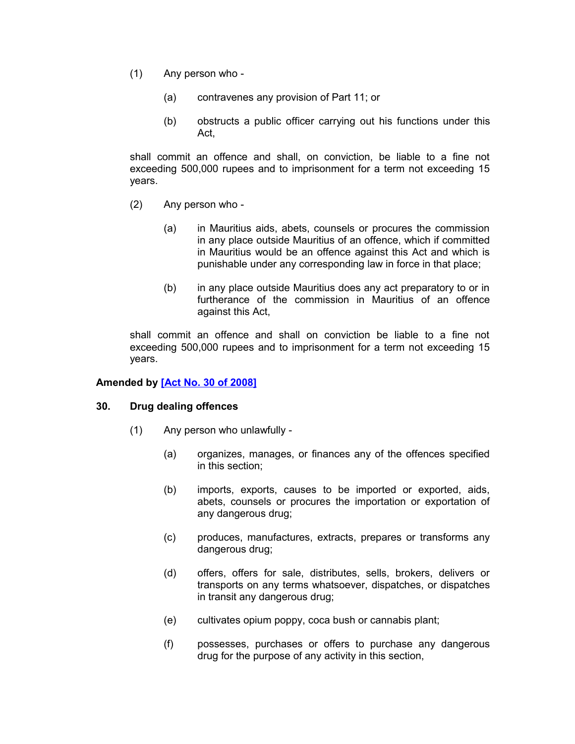(1) Any person who -

(a) contravenes any provision of Part 11; or

(b) obstructs a public officer carrying out his functions under this Act,

shall commit an offence and shall, on conviction, be liable to a fine not exceeding 500,000 rupees and to imprisonment for a term not exceeding 15 years.

(2) Any person who -

(a) in Mauritius aids, abets, counsels or procures the commission in any place outside Mauritius of an offence, which if committed in Mauritius would be an offence against this Act and which is punishable under any corresponding law in force in that place;

(b) in any place outside Mauritius does any act preparatory to or in furtherance of the commission in Mauritius of an offence against this Act,

shall commit an offence and shall on conviction be liable to a fine not exceeding 500,000 rupees and to imprisonment for a term not exceeding 15 years.

**Amended by [Act No. 30 of 2008]**

### 30. Drug dealing offences

(1) Any person who unlawfully -

(a) organizes, manages, or finances any of the offences specified in this section;

(b) imports, exports, causes to be imported or exported, aids, abets, counsels or procures the importation or exportation of any dangerous drug;

(c) produces, manufactures, extracts, prepares or transforms any dangerous drug;

(d) offers, offers for sale, distributes, sells, brokers, delivers or transports on any terms whatsoever, dispatches, or dispatches in transit any dangerous drug;

(e) cultivates opium poppy, coca bush or cannabis plant;

(f) possesses, purchases or offers to purchase any dangerous drug for the purpose of any activity in this section,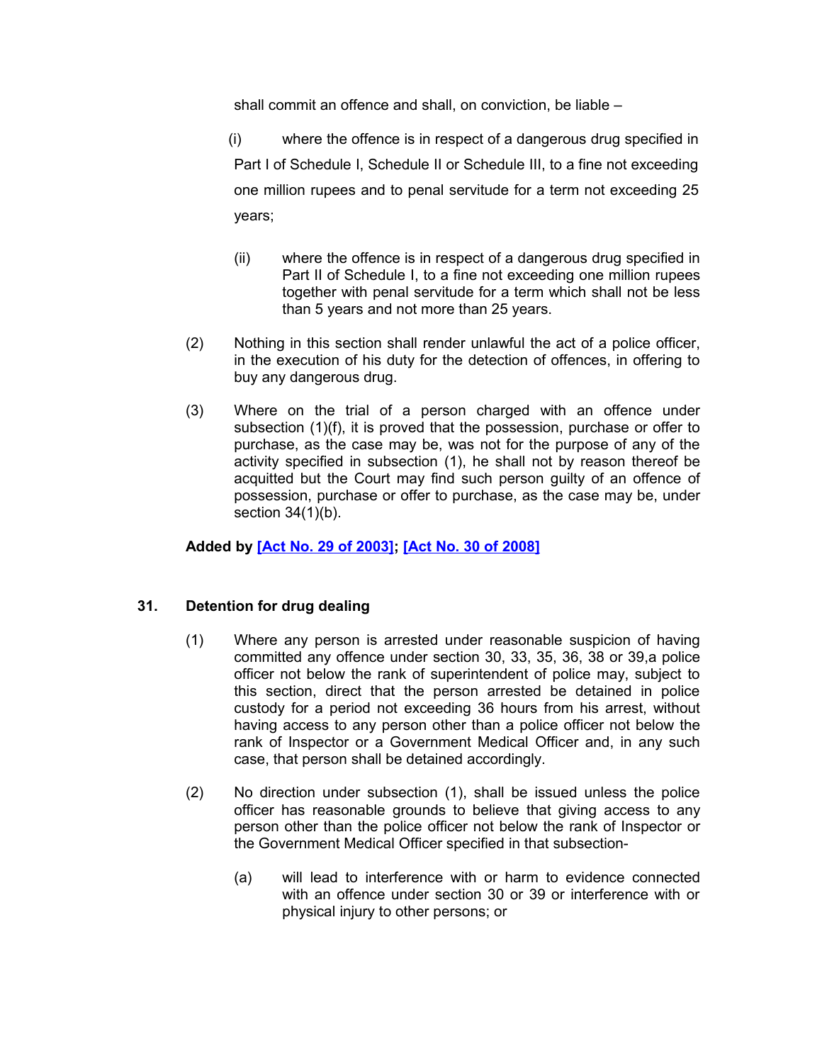shall commit an offence and shall, on conviction, be liable –

(i) where the offence is in respect of a dangerous drug specified in Part I of Schedule I, Schedule II or Schedule III, to a fine not exceeding one million rupees and to penal servitude for a term not exceeding 25 years;

(ii) where the offence is in respect of a dangerous drug specified in Part II of Schedule I, to a fine not exceeding one million rupees together with penal servitude for a term which shall not be less than 5 years and not more than 25 years.

(2) Nothing in this section shall render unlawful the act of a police officer, in the execution of his duty for the detection of offences, in offering to buy any dangerous drug.

(3) Where on the trial of a person charged with an offence under subsection (1)(f), it is proved that the possession, purchase or offer to purchase, as the case may be, was not for the purpose of any of the activity specified in subsection (1), he shall not by reason thereof be acquitted but the Court may find such person guilty of an offence of possession, purchase or offer to purchase, as the case may be, under section 34(1)(b).

**Added by [Act No. 29 of 2003]; [Act No. 30 of 2008]**

### 31. Detention for drug dealing

(1) Where any person is arrested under reasonable suspicion of having committed any offence under section 30, 33, 35, 36, 38 or 39,a police officer not below the rank of superintendent of police may, subject to this section, direct that the person arrested be detained in police custody for a period not exceeding 36 hours from his arrest, without having access to any person other than a police officer not below the rank of Inspector or a Government Medical Officer and, in any such case, that person shall be detained accordingly.

(2) No direction under subsection (1), shall be issued unless the police officer has reasonable grounds to believe that giving access to any person other than the police officer not below the rank of Inspector or the Government Medical Officer specified in that subsection-

(a) will lead to interference with or harm to evidence connected with an offence under section 30 or 39 or interference with or physical injury to other persons; or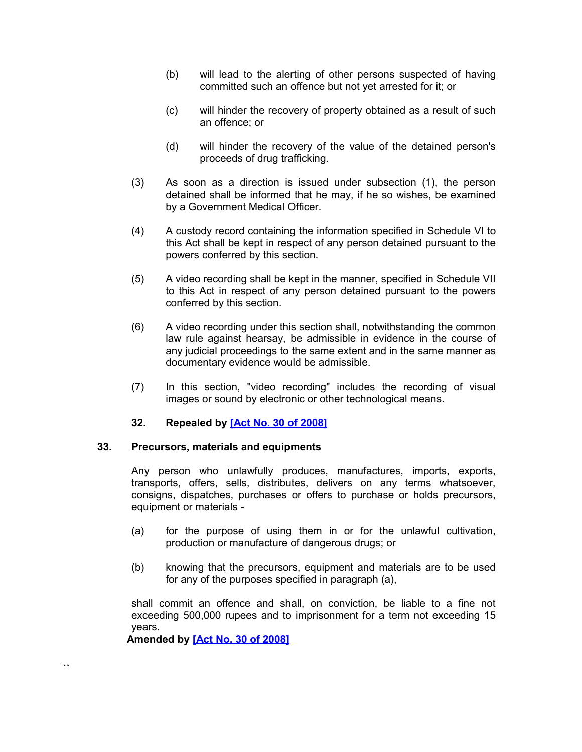(b) will lead to the alerting of other persons suspected of having committed such an offence but not yet arrested for it; or

(c) will hinder the recovery of property obtained as a result of such an offence; or

(d) will hinder the recovery of the value of the detained person's proceeds of drug trafficking.

(3) As soon as a direction is issued under subsection (1), the person detained shall be informed that he may, if he so wishes, be examined by a Government Medical Officer.

(4) A custody record containing the information specified in Schedule VI to this Act shall be kept in respect of any person detained pursuant to the powers conferred by this section.

(5) A video recording shall be kept in the manner, specified in Schedule VII to this Act in respect of any person detained pursuant to the powers conferred by this section.

(6) A video recording under this section shall, notwithstanding the common law rule against hearsay, be admissible in evidence in the course of any judicial proceedings to the same extent and in the same manner as documentary evidence would be admissible.

(7) In this section, "video recording" includes the recording of visual images or sound by electronic or other technological means.

**32. Repealed by [Act No. 30 of 2008]**

**33. Precursors, materials and equipments**

Any person who unlawfully produces, manufactures, imports, exports, transports, offers, sells, distributes, delivers on any terms whatsoever, consigns, dispatches, purchases or offers to purchase or holds precursors, equipment or materials -

(a) for the purpose of using them in or for the unlawful cultivation, production or manufacture of dangerous drugs; or

(b) knowing that the precursors, equipment and materials are to be used for any of the purposes specified in paragraph (a),

shall commit an offence and shall, on conviction, be liable to a fine not exceeding 500,000 rupees and to imprisonment for a term not exceeding 15 years.

**Amended by [Act No. 30 of 2008]**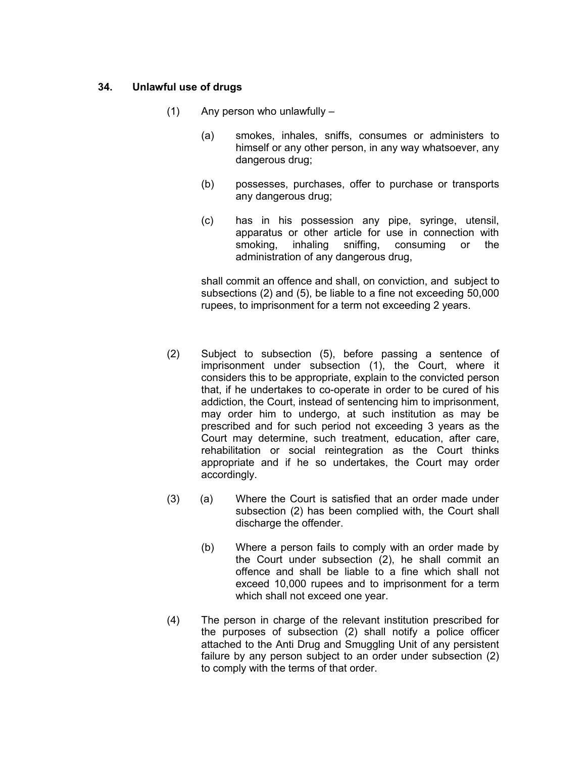**34. Unlawful use of drugs**

(1) Any person who unlawfully –

(a) smokes, inhales, sniffs, consumes or administers to himself or any other person, in any way whatsoever, any dangerous drug;

(b) possesses, purchases, offer to purchase or transports any dangerous drug;

(c) has in his possession any pipe, syringe, utensil, apparatus or other article for use in connection with smoking, inhaling sniffing, consuming or the administration of any dangerous drug,

shall commit an offence and shall, on conviction, and subject to subsections (2) and (5), be liable to a fine not exceeding 50,000 rupees, to imprisonment for a term not exceeding 2 years.

(2) Subject to subsection (5), before passing a sentence of imprisonment under subsection (1), the Court, where it considers this to be appropriate, explain to the convicted person that, if he undertakes to co-operate in order to be cured of his addiction, the Court, instead of sentencing him to imprisonment, may order him to undergo, at such institution as may be prescribed and for such period not exceeding 3 years as the Court may determine, such treatment, education, after care, rehabilitation or social reintegration as the Court thinks appropriate and if he so undertakes, the Court may order accordingly.

(3) (a) Where the Court is satisfied that an order made under subsection (2) has been complied with, the Court shall discharge the offender.

(b) Where a person fails to comply with an order made by the Court under subsection (2), he shall commit an offence and shall be liable to a fine which shall not exceed 10,000 rupees and to imprisonment for a term which shall not exceed one year.

(4) The person in charge of the relevant institution prescribed for the purposes of subsection (2) shall notify a police officer attached to the Anti Drug and Smuggling Unit of any persistent failure by any person subject to an order under subsection (2) to comply with the terms of that order.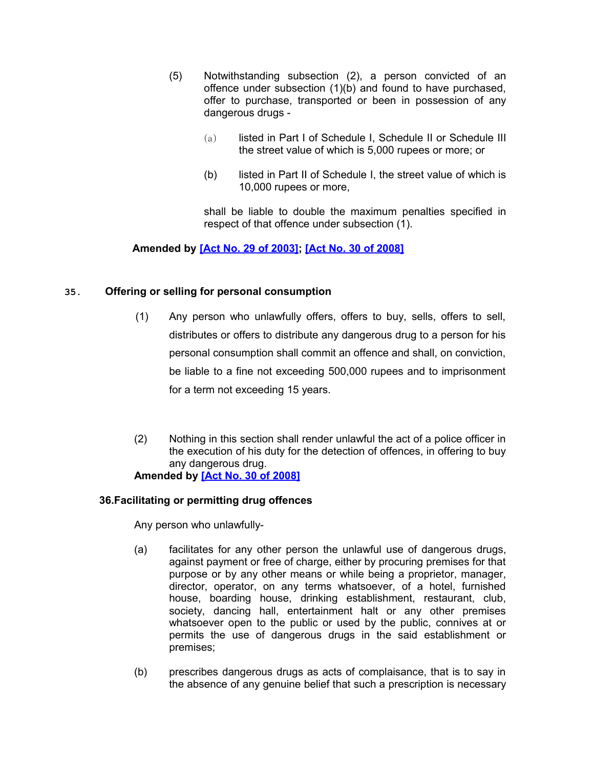(5) Notwithstanding subsection (2), a person convicted of an offence under subsection (1)(b) and found to have purchased, offer to purchase, transported or been in possession of any dangerous drugs -

(a) listed in Part I of Schedule I, Schedule II or Schedule III the street value of which is 5,000 rupees or more; or

(b) listed in Part II of Schedule I, the street value of which is 10,000 rupees or more,

shall be liable to double the maximum penalties specified in respect of that offence under subsection (1).

**Amended by [Act No. 29 of 2003]; [Act No. 30 of 2008]**

### 35. Offering or selling for personal consumption

(1) Any person who unlawfully offers, offers to buy, sells, offers to sell, distributes or offers to distribute any dangerous drug to a person for his personal consumption shall commit an offence and shall, on conviction, be liable to a fine not exceeding 500,000 rupees and to imprisonment for a term not exceeding 15 years.

(2) Nothing in this section shall render unlawful the act of a police officer in the execution of his duty for the detection of offences, in offering to buy any dangerous drug.

**Amended by [Act No. 30 of 2008]**

### 36. Facilitating or permitting drug offences

Any person who unlawfully-

(a) facilitates for any other person the unlawful use of dangerous drugs, against payment or free of charge, either by procuring premises for that purpose or by any other means or while being a proprietor, manager, director, operator, on any terms whatsoever, of a hotel, furnished house, boarding house, drinking establishment, restaurant, club, society, dancing hall, entertainment halt or any other premises whatsoever open to the public or used by the public, connives at or permits the use of dangerous drugs in the said establishment or premises;

(b) prescribes dangerous drugs as acts of complaisance, that is to say in the absence of any genuine belief that such a prescription is necessary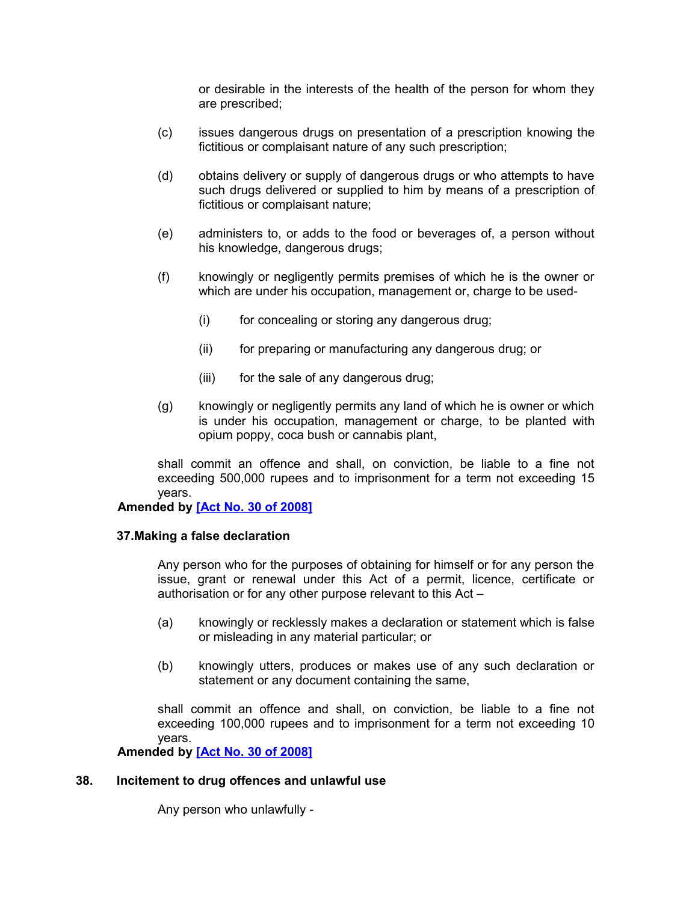or desirable in the interests of the health of the person for whom they are prescribed;

(c) issues dangerous drugs on presentation of a prescription knowing the fictitious or complaisant nature of any such prescription;

(d) obtains delivery or supply of dangerous drugs or who attempts to have such drugs delivered or supplied to him by means of a prescription of fictitious or complaisant nature;

(e) administers to, or adds to the food or beverages of, a person without his knowledge, dangerous drugs;

(f) knowingly or negligently permits premises of which he is the owner or which are under his occupation, management or, charge to be used-

  (i) for concealing or storing any dangerous drug;

  (ii) for preparing or manufacturing any dangerous drug; or

  (iii) for the sale of any dangerous drug;

(g) knowingly or negligently permits any land of which he is owner or which is under his occupation, management or charge, to be planted with opium poppy, coca bush or cannabis plant,

shall commit an offence and shall, on conviction, be liable to a fine not exceeding 500,000 rupees and to imprisonment for a term not exceeding 15 years.

**Amended by [Act No. 30 of 2008]**

**37.Making a false declaration**

Any person who for the purposes of obtaining for himself or for any person the issue, grant or renewal under this Act of a permit, licence, certificate or authorisation or for any other purpose relevant to this Act –

(a) knowingly or recklessly makes a declaration or statement which is false or misleading in any material particular; or

(b) knowingly utters, produces or makes use of any such declaration or statement or any document containing the same,

shall commit an offence and shall, on conviction, be liable to a fine not exceeding 100,000 rupees and to imprisonment for a term not exceeding 10 years.

**Amended by [Act No. 30 of 2008]**

**38. Incitement to drug offences and unlawful use**

Any person who unlawfully -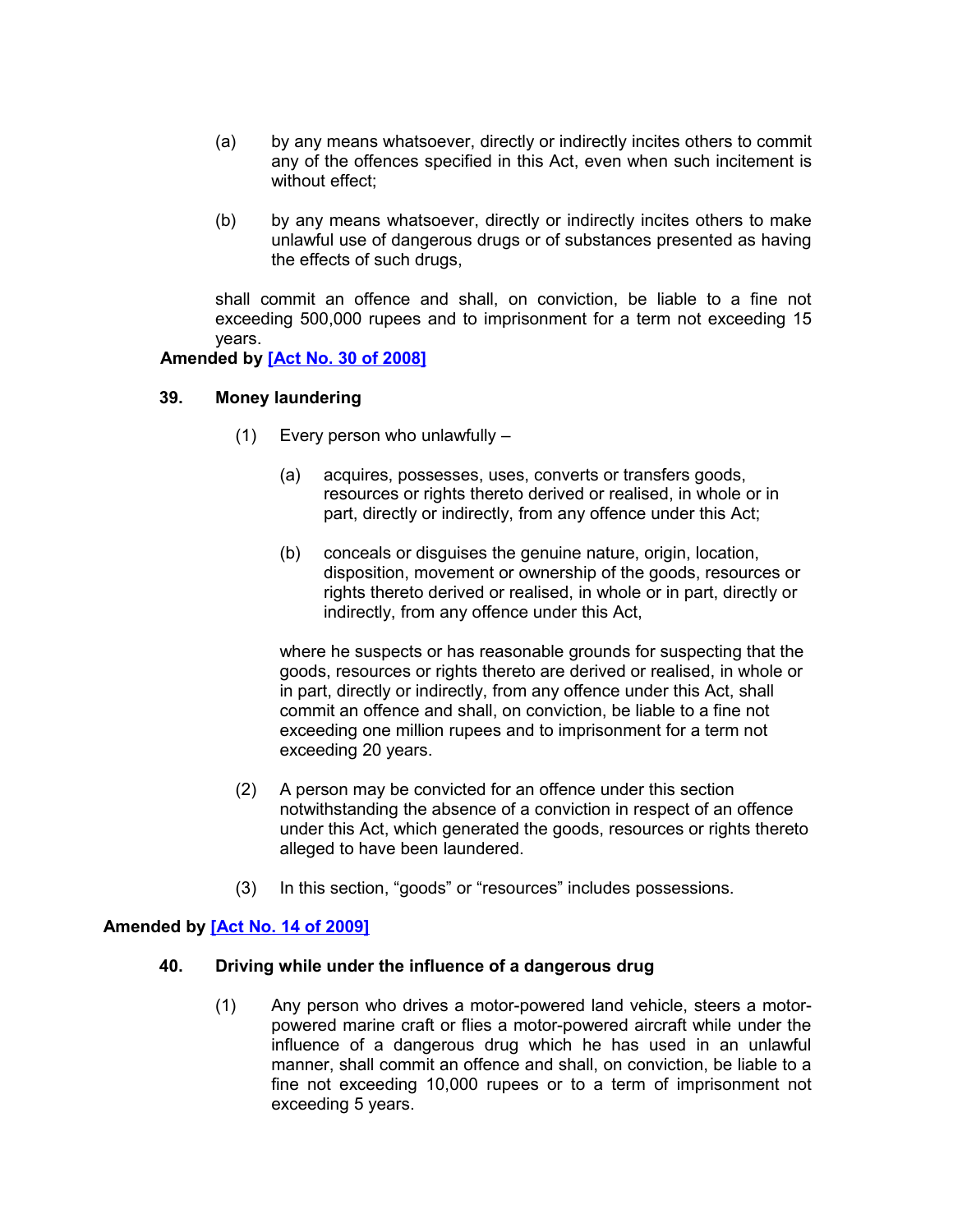(a) by any means whatsoever, directly or indirectly incites others to commit any of the offences specified in this Act, even when such incitement is without effect;

(b) by any means whatsoever, directly or indirectly incites others to make unlawful use of dangerous drugs or of substances presented as having the effects of such drugs,

shall commit an offence and shall, on conviction, be liable to a fine not exceeding 500,000 rupees and to imprisonment for a term not exceeding 15 years.

**Amended by [Act No. 30 of 2008]**

### 39. Money laundering

(1) Every person who unlawfully –

(a) acquires, possesses, uses, converts or transfers goods, resources or rights thereto derived or realised, in whole or in part, directly or indirectly, from any offence under this Act;

(b) conceals or disguises the genuine nature, origin, location, disposition, movement or ownership of the goods, resources or rights thereto derived or realised, in whole or in part, directly or indirectly, from any offence under this Act,

where he suspects or has reasonable grounds for suspecting that the goods, resources or rights thereto are derived or realised, in whole or in part, directly or indirectly, from any offence under this Act, shall commit an offence and shall, on conviction, be liable to a fine not exceeding one million rupees and to imprisonment for a term not exceeding 20 years.

(2) A person may be convicted for an offence under this section notwithstanding the absence of a conviction in respect of an offence under this Act, which generated the goods, resources or rights thereto alleged to have been laundered.

(3) In this section, “goods” or “resources” includes possessions.

**Amended by [Act No. 14 of 2009]**

### 40. Driving while under the influence of a dangerous drug

(1) Any person who drives a motor-powered land vehicle, steers a motor-powered marine craft or flies a motor-powered aircraft while under the influence of a dangerous drug which he has used in an unlawful manner, shall commit an offence and shall, on conviction, be liable to a fine not exceeding 10,000 rupees or to a term of imprisonment not exceeding 5 years.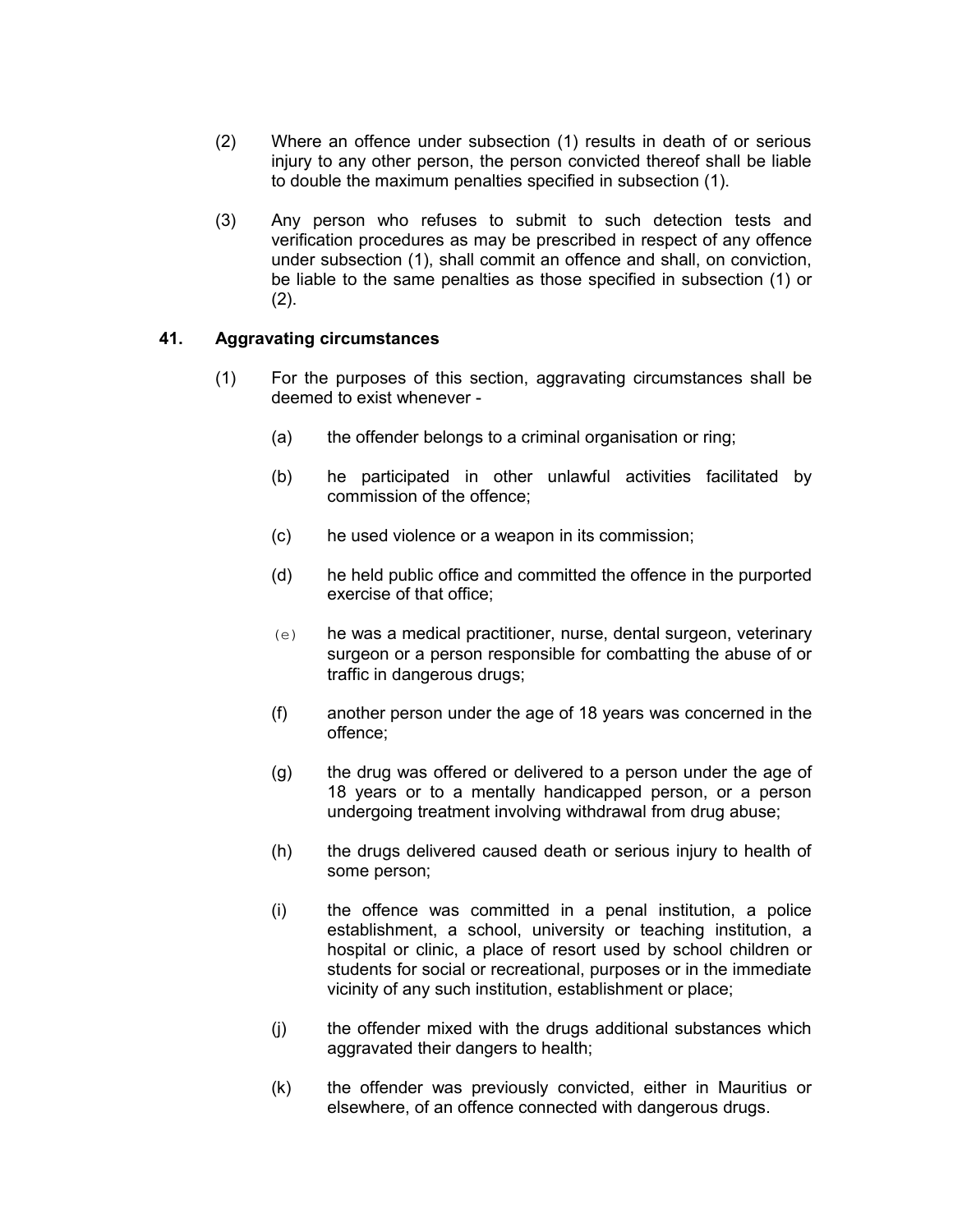(2) Where an offence under subsection (1) results in death of or serious injury to any other person, the person convicted thereof shall be liable to double the maximum penalties specified in subsection (1).

(3) Any person who refuses to submit to such detection tests and verification procedures as may be prescribed in respect of any offence under subsection (1), shall commit an offence and shall, on conviction, be liable to the same penalties as those specified in subsection (1) or (2).

### 41. Aggravating circumstances

(1) For the purposes of this section, aggravating circumstances shall be deemed to exist whenever -

(a) the offender belongs to a criminal organisation or ring;

(b) he participated in other unlawful activities facilitated by commission of the offence;

(c) he used violence or a weapon in its commission;

(d) he held public office and committed the offence in the purported exercise of that office;

(e) he was a medical practitioner, nurse, dental surgeon, veterinary surgeon or a person responsible for combatting the abuse of or traffic in dangerous drugs;

(f) another person under the age of 18 years was concerned in the offence;

(g) the drug was offered or delivered to a person under the age of 18 years or to a mentally handicapped person, or a person undergoing treatment involving withdrawal from drug abuse;

(h) the drugs delivered caused death or serious injury to health of some person;

(i) the offence was committed in a penal institution, a police establishment, a school, university or teaching institution, a hospital or clinic, a place of resort used by school children or students for social or recreational, purposes or in the immediate vicinity of any such institution, establishment or place;

(j) the offender mixed with the drugs additional substances which aggravated their dangers to health;

(k) the offender was previously convicted, either in Mauritius or elsewhere, of an offence connected with dangerous drugs.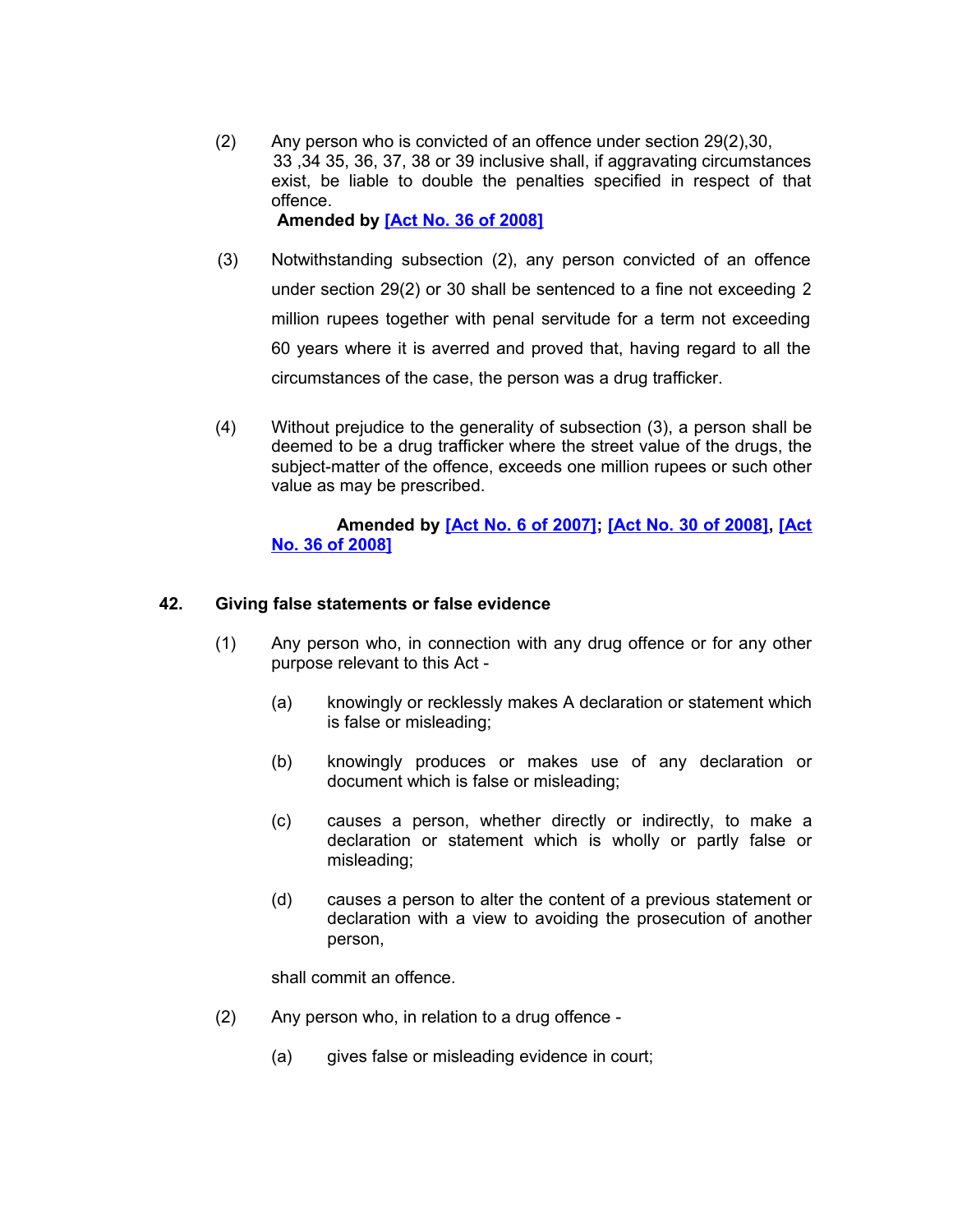(2) Any person who is convicted of an offence under section 29(2),30, 33 ,34 35, 36, 37, 38 or 39 inclusive shall, if aggravating circumstances exist, be liable to double the penalties specified in respect of that offence.

**Amended by [Act No. 36 of 2008]**

(3) Notwithstanding subsection (2), any person convicted of an offence under section 29(2) or 30 shall be sentenced to a fine not exceeding 2 million rupees together with penal servitude for a term not exceeding 60 years where it is averred and proved that, having regard to all the circumstances of the case, the person was a drug trafficker.

(4) Without prejudice to the generality of subsection (3), a person shall be deemed to be a drug trafficker where the street value of the drugs, the subject-matter of the offence, exceeds one million rupees or such other value as may be prescribed.

**Amended by [Act No. 6 of 2007]; [Act No. 30 of 2008], [Act No. 36 of 2008]**

### 42. Giving false statements or false evidence

(1) Any person who, in connection with any drug offence or for any other purpose relevant to this Act -

(a) knowingly or recklessly makes A declaration or statement which is false or misleading;

(b) knowingly produces or makes use of any declaration or document which is false or misleading;

(c) causes a person, whether directly or indirectly, to make a declaration or statement which is wholly or partly false or misleading;

(d) causes a person to alter the content of a previous statement or declaration with a view to avoiding the prosecution of another person,

shall commit an offence.

(2) Any person who, in relation to a drug offence -

(a) gives false or misleading evidence in court;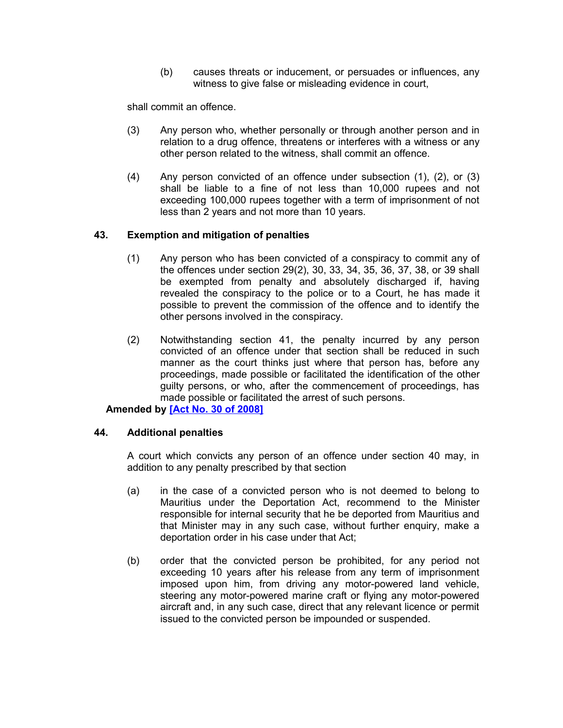(b) causes threats or inducement, or persuades or influences, any witness to give false or misleading evidence in court,

shall commit an offence.

(3) Any person who, whether personally or through another person and in relation to a drug offence, threatens or interferes with a witness or any other person related to the witness, shall commit an offence.

(4) Any person convicted of an offence under subsection (1), (2), or (3) shall be liable to a fine of not less than 10,000 rupees and not exceeding 100,000 rupees together with a term of imprisonment of not less than 2 years and not more than 10 years.

### 43. Exemption and mitigation of penalties

(1) Any person who has been convicted of a conspiracy to commit any of the offences under section 29(2), 30, 33, 34, 35, 36, 37, 38, or 39 shall be exempted from penalty and absolutely discharged if, having revealed the conspiracy to the police or to a Court, he has made it possible to prevent the commission of the offence and to identify the other persons involved in the conspiracy.

(2) Notwithstanding section 41, the penalty incurred by any person convicted of an offence under that section shall be reduced in such manner as the court thinks just where that person has, before any proceedings, made possible or facilitated the identification of the other guilty persons, or who, after the commencement of proceedings, has made possible or facilitated the arrest of such persons.

**Amended by [Act No. 30 of 2008]**

### 44. Additional penalties

A court which convicts any person of an offence under section 40 may, in addition to any penalty prescribed by that section

(a) in the case of a convicted person who is not deemed to belong to Mauritius under the Deportation Act, recommend to the Minister responsible for internal security that he be deported from Mauritius and that Minister may in any such case, without further enquiry, make a deportation order in his case under that Act;

(b) order that the convicted person be prohibited, for any period not exceeding 10 years after his release from any term of imprisonment imposed upon him, from driving any motor-powered land vehicle, steering any motor-powered marine craft or flying any motor-powered aircraft and, in any such case, direct that any relevant licence or permit issued to the convicted person be impounded or suspended.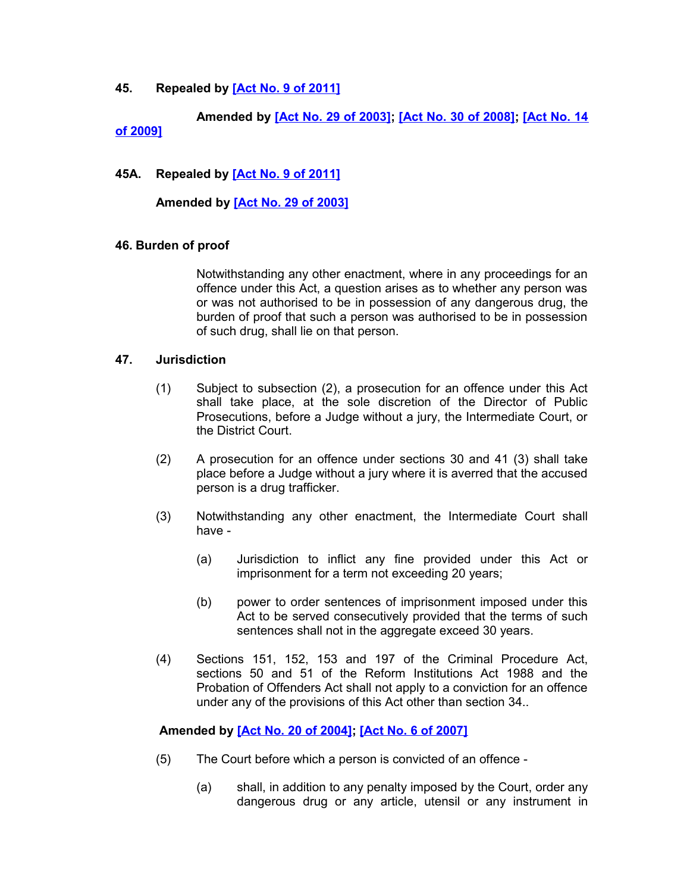**45. Repealed by [Act No. 9 of 2011]**

**Amended by [Act No. 29 of 2003]; [Act No. 30 of 2008]; [Act No. 14 of 2009]**

**45A. Repealed by [Act No. 9 of 2011]**

**Amended by [Act No. 29 of 2003]**

**46. Burden of proof**

Notwithstanding any other enactment, where in any proceedings for an offence under this Act, a question arises as to whether any person was or was not authorised to be in possession of any dangerous drug, the burden of proof that such a person was authorised to be in possession of such drug, shall lie on that person.

**47. Jurisdiction**

(1) Subject to subsection (2), a prosecution for an offence under this Act shall take place, at the sole discretion of the Director of Public Prosecutions, before a Judge without a jury, the Intermediate Court, or the District Court.

(2) A prosecution for an offence under sections 30 and 41 (3) shall take place before a Judge without a jury where it is averred that the accused person is a drug trafficker.

(3) Notwithstanding any other enactment, the Intermediate Court shall have -

(a) Jurisdiction to inflict any fine provided under this Act or imprisonment for a term not exceeding 20 years;

(b) power to order sentences of imprisonment imposed under this Act to be served consecutively provided that the terms of such sentences shall not in the aggregate exceed 30 years.

(4) Sections 151, 152, 153 and 197 of the Criminal Procedure Act, sections 50 and 51 of the Reform Institutions Act 1988 and the Probation of Offenders Act shall not apply to a conviction for an offence under any of the provisions of this Act other than section 34..

**Amended by [Act No. 20 of 2004]; [Act No. 6 of 2007]**

(5) The Court before which a person is convicted of an offence -

(a) shall, in addition to any penalty imposed by the Court, order any dangerous drug or any article, utensil or any instrument in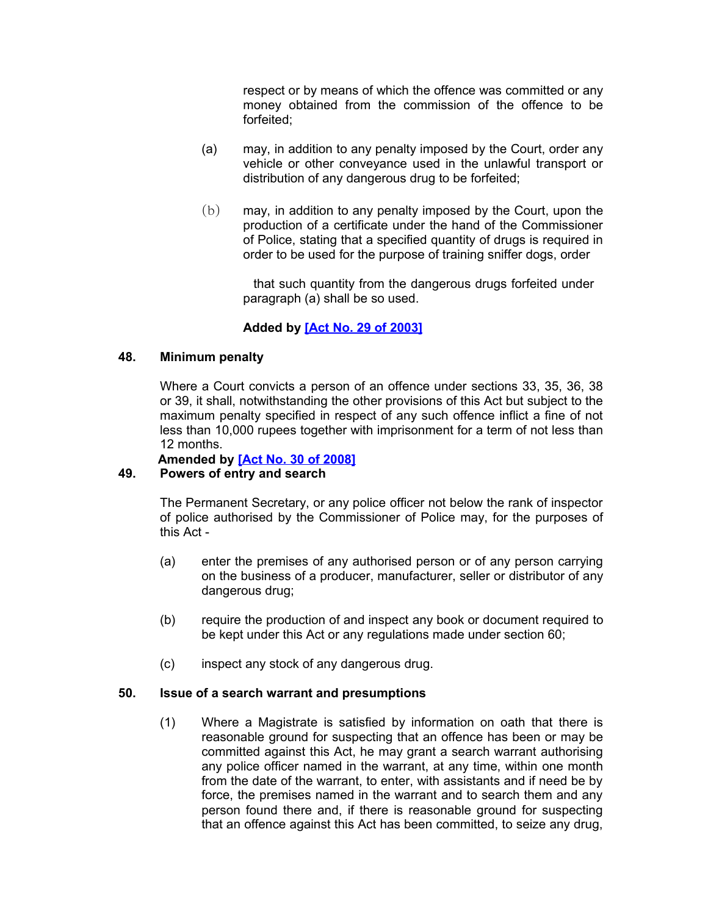respect or by means of which the offence was committed or any money obtained from the commission of the offence to be forfeited;

(a) may, in addition to any penalty imposed by the Court, order any vehicle or other conveyance used in the unlawful transport or distribution of any dangerous drug to be forfeited;

(b) may, in addition to any penalty imposed by the Court, upon the production of a certificate under the hand of the Commissioner of Police, stating that a specified quantity of drugs is required in order to be used for the purpose of training sniffer dogs, order

that such quantity from the dangerous drugs forfeited under paragraph (a) shall be so used.

**Added by [Act No. 29 of 2003]**

**48. Minimum penalty**

Where a Court convicts a person of an offence under sections 33, 35, 36, 38 or 39, it shall, notwithstanding the other provisions of this Act but subject to the maximum penalty specified in respect of any such offence inflict a fine of not less than 10,000 rupees together with imprisonment for a term of not less than 12 months.

**Amended by [Act No. 30 of 2008]**

**49. Powers of entry and search**

The Permanent Secretary, or any police officer not below the rank of inspector of police authorised by the Commissioner of Police may, for the purposes of this Act -

(a) enter the premises of any authorised person or of any person carrying on the business of a producer, manufacturer, seller or distributor of any dangerous drug;

(b) require the production of and inspect any book or document required to be kept under this Act or any regulations made under section 60;

(c) inspect any stock of any dangerous drug.

**50. Issue of a search warrant and presumptions**

(1) Where a Magistrate is satisfied by information on oath that there is reasonable ground for suspecting that an offence has been or may be committed against this Act, he may grant a search warrant authorising any police officer named in the warrant, at any time, within one month from the date of the warrant, to enter, with assistants and if need be by force, the premises named in the warrant and to search them and any person found there and, if there is reasonable ground for suspecting that an offence against this Act has been committed, to seize any drug,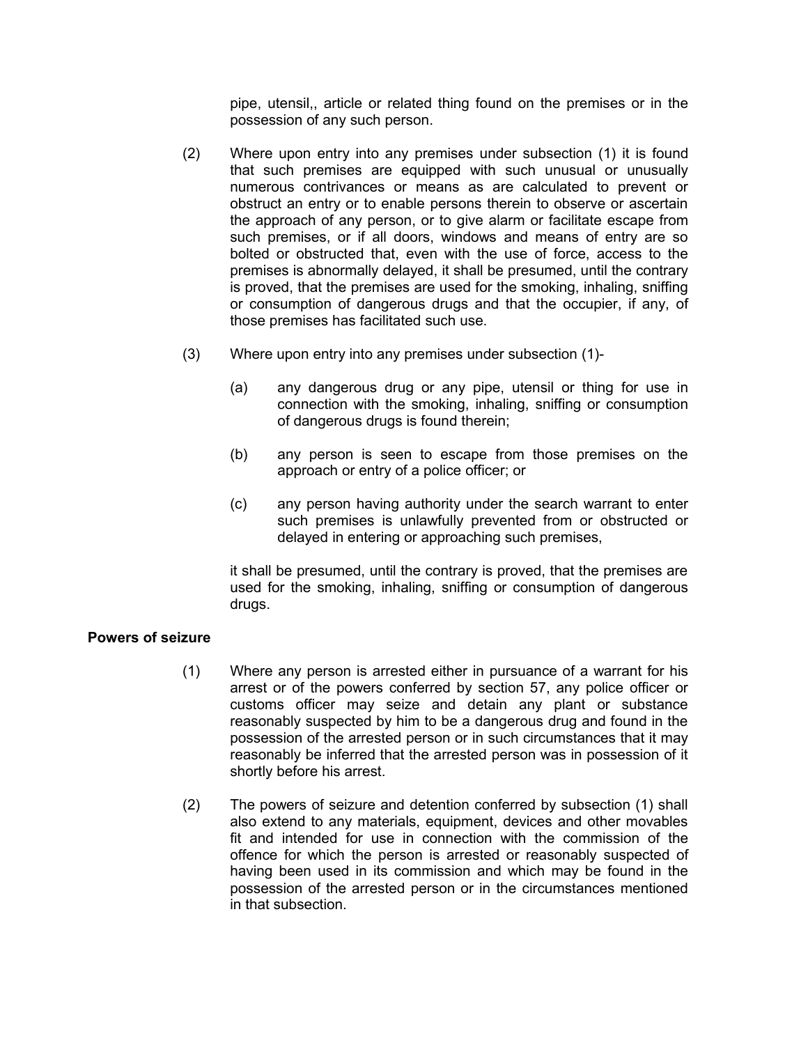pipe, utensil,, article or related thing found on the premises or in the possession of any such person.

(2) Where upon entry into any premises under subsection (1) it is found that such premises are equipped with such unusual or unusually numerous contrivances or means as are calculated to prevent or obstruct an entry or to enable persons therein to observe or ascertain the approach of any person, or to give alarm or facilitate escape from such premises, or if all doors, windows and means of entry are so bolted or obstructed that, even with the use of force, access to the premises is abnormally delayed, it shall be presumed, until the contrary is proved, that the premises are used for the smoking, inhaling, sniffing or consumption of dangerous drugs and that the occupier, if any, of those premises has facilitated such use.

(3) Where upon entry into any premises under subsection (1)-

(a) any dangerous drug or any pipe, utensil or thing for use in connection with the smoking, inhaling, sniffing or consumption of dangerous drugs is found therein;

(b) any person is seen to escape from those premises on the approach or entry of a police officer; or

(c) any person having authority under the search warrant to enter such premises is unlawfully prevented from or obstructed or delayed in entering or approaching such premises,

it shall be presumed, until the contrary is proved, that the premises are used for the smoking, inhaling, sniffing or consumption of dangerous drugs.

**Powers of seizure**

(1) Where any person is arrested either in pursuance of a warrant for his arrest or of the powers conferred by section 57, any police officer or customs officer may seize and detain any plant or substance reasonably suspected by him to be a dangerous drug and found in the possession of the arrested person or in such circumstances that it may reasonably be inferred that the arrested person was in possession of it shortly before his arrest.

(2) The powers of seizure and detention conferred by subsection (1) shall also extend to any materials, equipment, devices and other movables fit and intended for use in connection with the commission of the offence for which the person is arrested or reasonably suspected of having been used in its commission and which may be found in the possession of the arrested person or in the circumstances mentioned in that subsection.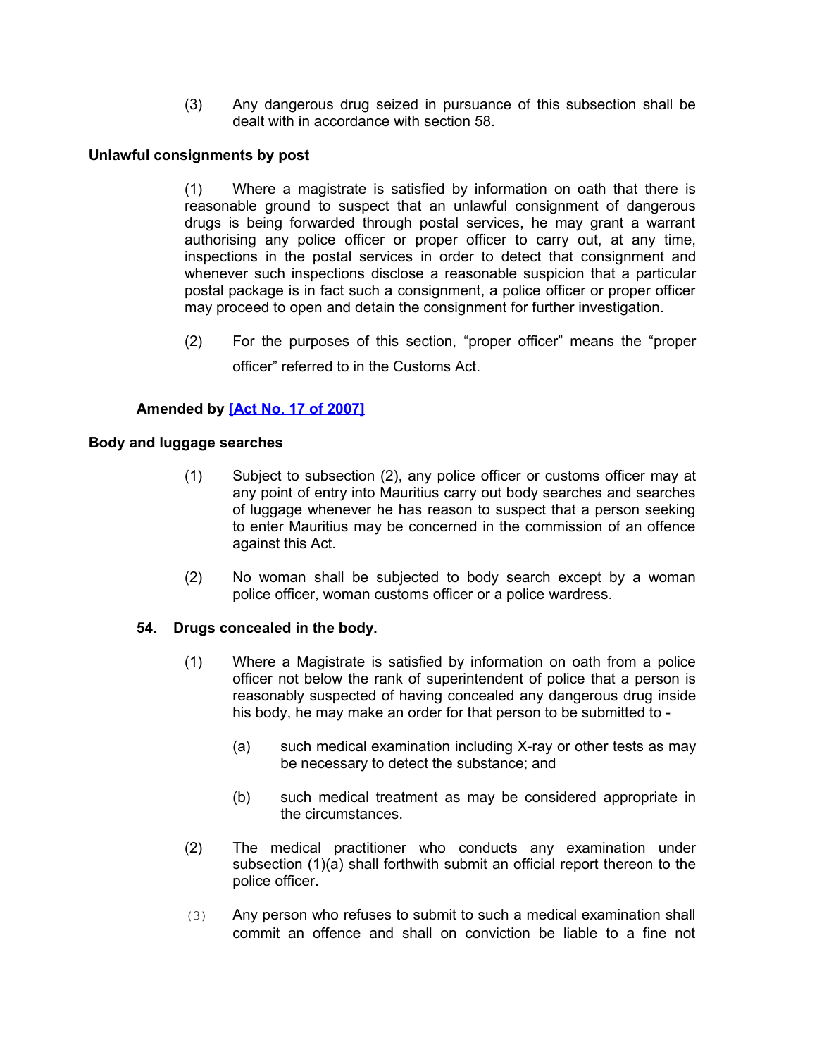(3) Any dangerous drug seized in pursuance of this subsection shall be dealt with in accordance with section 58.

**Unlawful consignments by post**

(1) Where a magistrate is satisfied by information on oath that there is reasonable ground to suspect that an unlawful consignment of dangerous drugs is being forwarded through postal services, he may grant a warrant authorising any police officer or proper officer to carry out, at any time, inspections in the postal services in order to detect that consignment and whenever such inspections disclose a reasonable suspicion that a particular postal package is in fact such a consignment, a police officer or proper officer may proceed to open and detain the consignment for further investigation.

(2) For the purposes of this section, "proper officer" means the "proper officer" referred to in the Customs Act.

**Amended by [Act No. 17 of 2007]**

**Body and luggage searches**

(1) Subject to subsection (2), any police officer or customs officer may at any point of entry into Mauritius carry out body searches and searches of luggage whenever he has reason to suspect that a person seeking to enter Mauritius may be concerned in the commission of an offence against this Act.

(2) No woman shall be subjected to body search except by a woman police officer, woman customs officer or a police wardress.

**54. Drugs concealed in the body.**

(1) Where a Magistrate is satisfied by information on oath from a police officer not below the rank of superintendent of police that a person is reasonably suspected of having concealed any dangerous drug inside his body, he may make an order for that person to be submitted to -

(a) such medical examination including X-ray or other tests as may be necessary to detect the substance; and

(b) such medical treatment as may be considered appropriate in the circumstances.

(2) The medical practitioner who conducts any examination under subsection (1)(a) shall forthwith submit an official report thereon to the police officer.

(3) Any person who refuses to submit to such a medical examination shall commit an offence and shall on conviction be liable to a fine not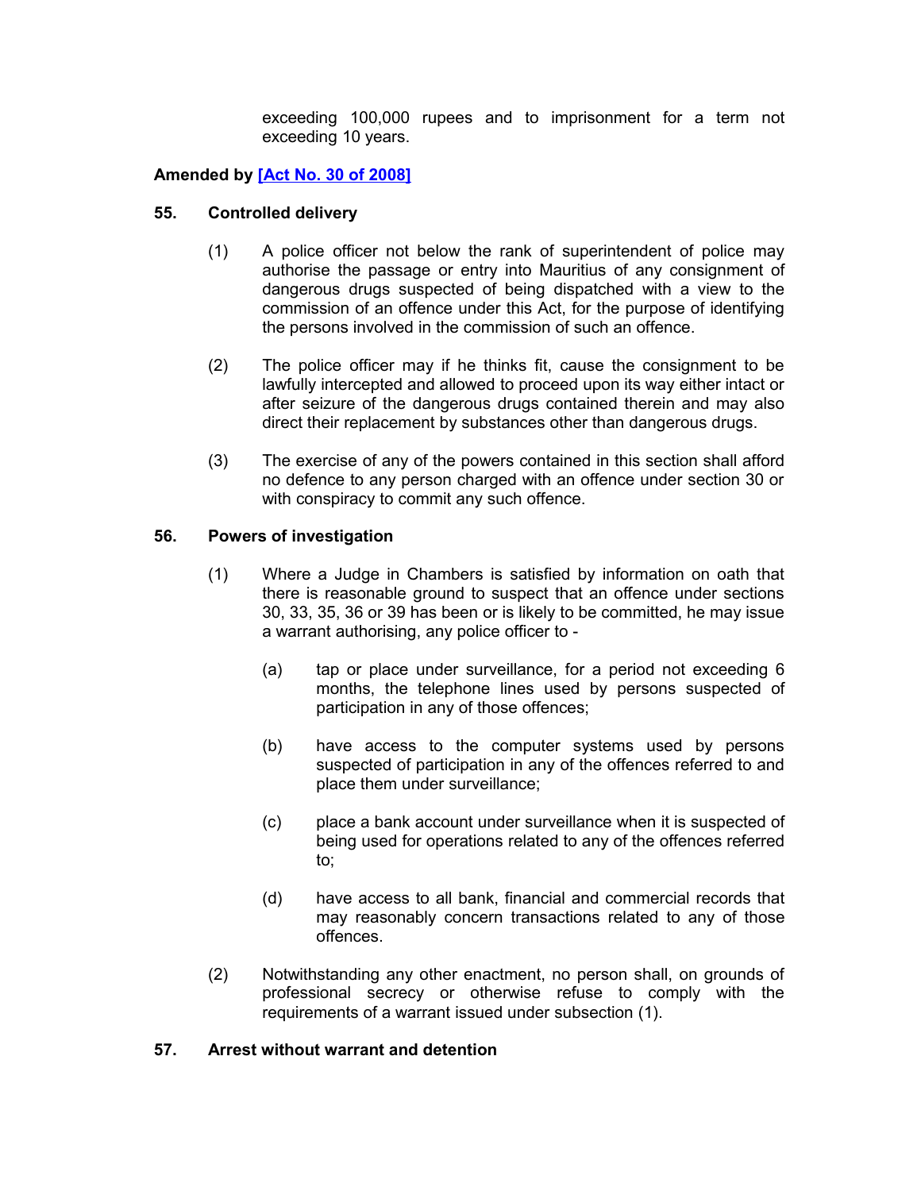exceeding 100,000 rupees and to imprisonment for a term not exceeding 10 years.

**Amended by [Act No. 30 of 2008]**

**55. Controlled delivery**

(1) A police officer not below the rank of superintendent of police may authorise the passage or entry into Mauritius of any consignment of dangerous drugs suspected of being dispatched with a view to the commission of an offence under this Act, for the purpose of identifying the persons involved in the commission of such an offence.

(2) The police officer may if he thinks fit, cause the consignment to be lawfully intercepted and allowed to proceed upon its way either intact or after seizure of the dangerous drugs contained therein and may also direct their replacement by substances other than dangerous drugs.

(3) The exercise of any of the powers contained in this section shall afford no defence to any person charged with an offence under section 30 or with conspiracy to commit any such offence.

**56. Powers of investigation**

(1) Where a Judge in Chambers is satisfied by information on oath that there is reasonable ground to suspect that an offence under sections 30, 33, 35, 36 or 39 has been or is likely to be committed, he may issue a warrant authorising, any police officer to -

(a) tap or place under surveillance, for a period not exceeding 6 months, the telephone lines used by persons suspected of participation in any of those offences;

(b) have access to the computer systems used by persons suspected of participation in any of the offences referred to and place them under surveillance;

(c) place a bank account under surveillance when it is suspected of being used for operations related to any of the offences referred to;

(d) have access to all bank, financial and commercial records that may reasonably concern transactions related to any of those offences.

(2) Notwithstanding any other enactment, no person shall, on grounds of professional secrecy or otherwise refuse to comply with the requirements of a warrant issued under subsection (1).

**57. Arrest without warrant and detention**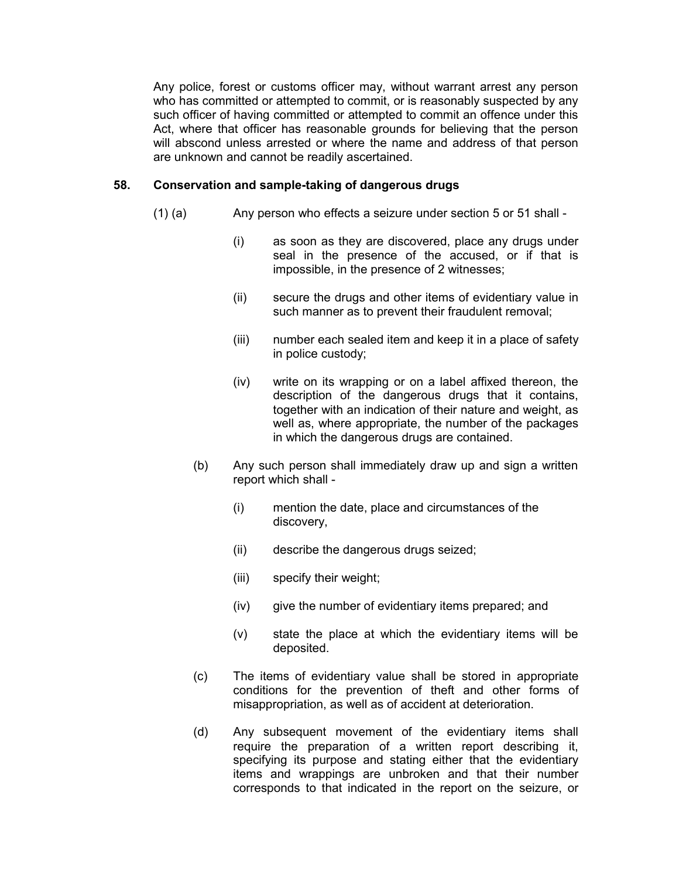Any police, forest or customs officer may, without warrant arrest any person who has committed or attempted to commit, or is reasonably suspected by any such officer of having committed or attempted to commit an offence under this Act, where that officer has reasonable grounds for believing that the person will abscond unless arrested or where the name and address of that person are unknown and cannot be readily ascertained.

**58. Conservation and sample-taking of dangerous drugs**

(1) (a) Any person who effects a seizure under section 5 or 51 shall -

(i) as soon as they are discovered, place any drugs under seal in the presence of the accused, or if that is impossible, in the presence of 2 witnesses;

(ii) secure the drugs and other items of evidentiary value in such manner as to prevent their fraudulent removal;

(iii) number each sealed item and keep it in a place of safety in police custody;

(iv) write on its wrapping or on a label affixed thereon, the description of the dangerous drugs that it contains, together with an indication of their nature and weight, as well as, where appropriate, the number of the packages in which the dangerous drugs are contained.

(b) Any such person shall immediately draw up and sign a written report which shall -

(i) mention the date, place and circumstances of the discovery,

(ii) describe the dangerous drugs seized;

(iii) specify their weight;

(iv) give the number of evidentiary items prepared; and

(v) state the place at which the evidentiary items will be deposited.

(c) The items of evidentiary value shall be stored in appropriate conditions for the prevention of theft and other forms of misappropriation, as well as of accident at deterioration.

(d) Any subsequent movement of the evidentiary items shall require the preparation of a written report describing it, specifying its purpose and stating either that the evidentiary items and wrappings are unbroken and that their number corresponds to that indicated in the report on the seizure, or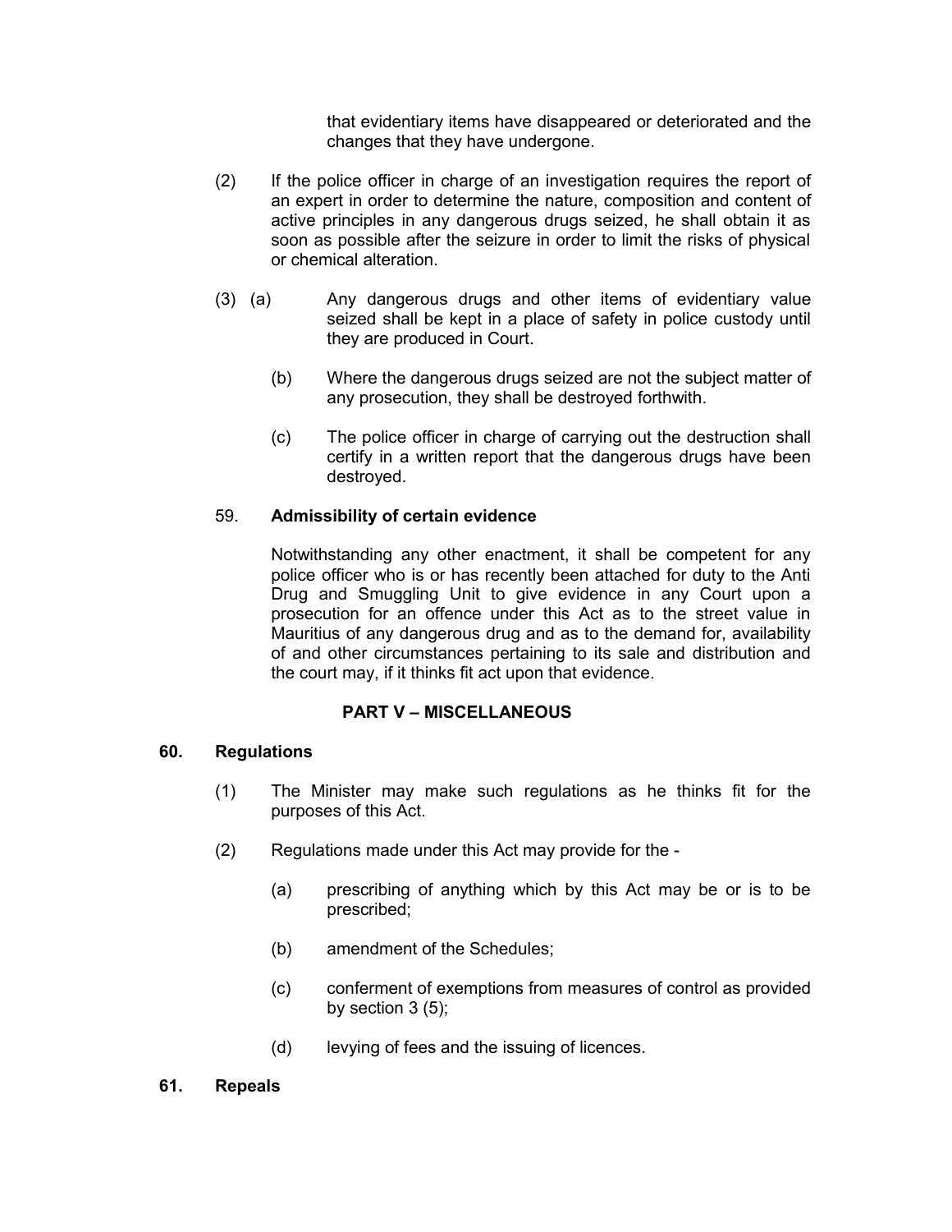that evidentiary items have disappeared or deteriorated and the changes that they have undergone.

(2) If the police officer in charge of an investigation requires the report of an expert in order to determine the nature, composition and content of active principles in any dangerous drugs seized, he shall obtain it as soon as possible after the seizure in order to limit the risks of physical or chemical alteration.

(3) (a) Any dangerous drugs and other items of evidentiary value seized shall be kept in a place of safety in police custody until they are produced in Court.

(b) Where the dangerous drugs seized are not the subject matter of any prosecution, they shall be destroyed forthwith.

(c) The police officer in charge of carrying out the destruction shall certify in a written report that the dangerous drugs have been destroyed.

59. **Admissibility of certain evidence**

Notwithstanding any other enactment, it shall be competent for any police officer who is or has recently been attached for duty to the Anti Drug and Smuggling Unit to give evidence in any Court upon a prosecution for an offence under this Act as to the street value in Mauritius of any dangerous drug and as to the demand for, availability of and other circumstances pertaining to its sale and distribution and the court may, if it thinks fit act upon that evidence.

## PART V – MISCELLANEOUS

**60. Regulations**

(1) The Minister may make such regulations as he thinks fit for the purposes of this Act.

(2) Regulations made under this Act may provide for the -

(a) prescribing of anything which by this Act may be or is to be prescribed;

(b) amendment of the Schedules;

(c) conferment of exemptions from measures of control as provided by section 3 (5);

(d) levying of fees and the issuing of licences.

**61. Repeals**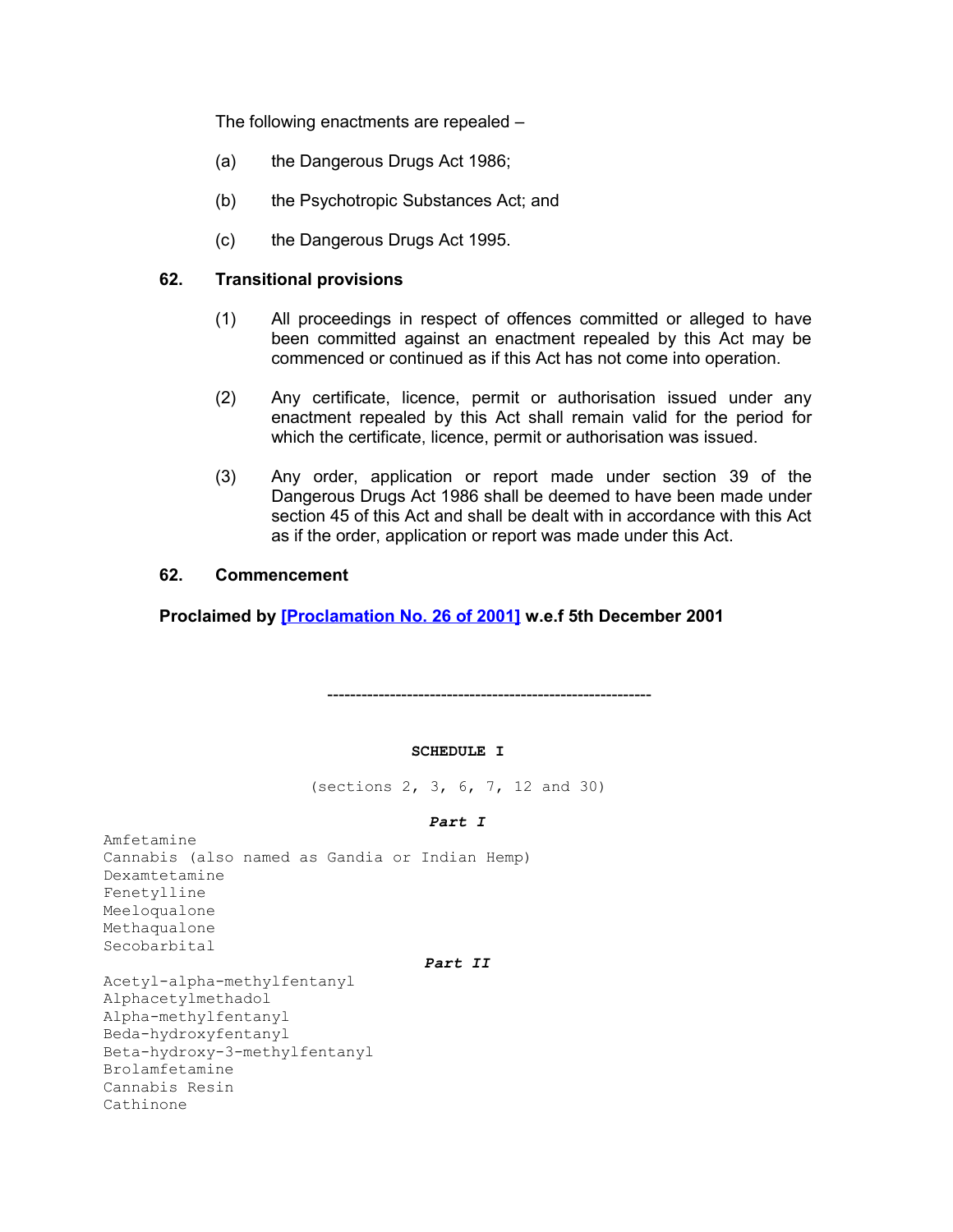The following enactments are repealed –

(a) the Dangerous Drugs Act 1986;

(b) the Psychotropic Substances Act; and

(c) the Dangerous Drugs Act 1995.

**62. Transitional provisions**

(1) All proceedings in respect of offences committed or alleged to have been committed against an enactment repealed by this Act may be commenced or continued as if this Act has not come into operation.

(2) Any certificate, licence, permit or authorisation issued under any enactment repealed by this Act shall remain valid for the period for which the certificate, licence, permit or authorisation was issued.

(3) Any order, application or report made under section 39 of the Dangerous Drugs Act 1986 shall be deemed to have been made under section 45 of this Act and shall be dealt with in accordance with this Act as if the order, application or report was made under this Act.

**62. Commencement**

**Proclaimed by [Proclamation No. 26 of 2001] w.e.f 5th December 2001**

---

**SCHEDULE I**

(sections 2, 3, 6, 7, 12 and 30)

***Part I***

Amfetamine
Cannabis (also named as Gandia or Indian Hemp)
Dexamtetamine
Fenetylline
Meeloqualone
Methaqualone
Secobarbital

***Part II***

Acetyl-alpha-methylfentanyl
Alphacetylmethadol
Alpha-methylfentanyl
Beda-hydroxyfentanyl
Beta-hydroxy-3-methylfentanyl
Brolamfetamine
Cannabis Resin
Cathinone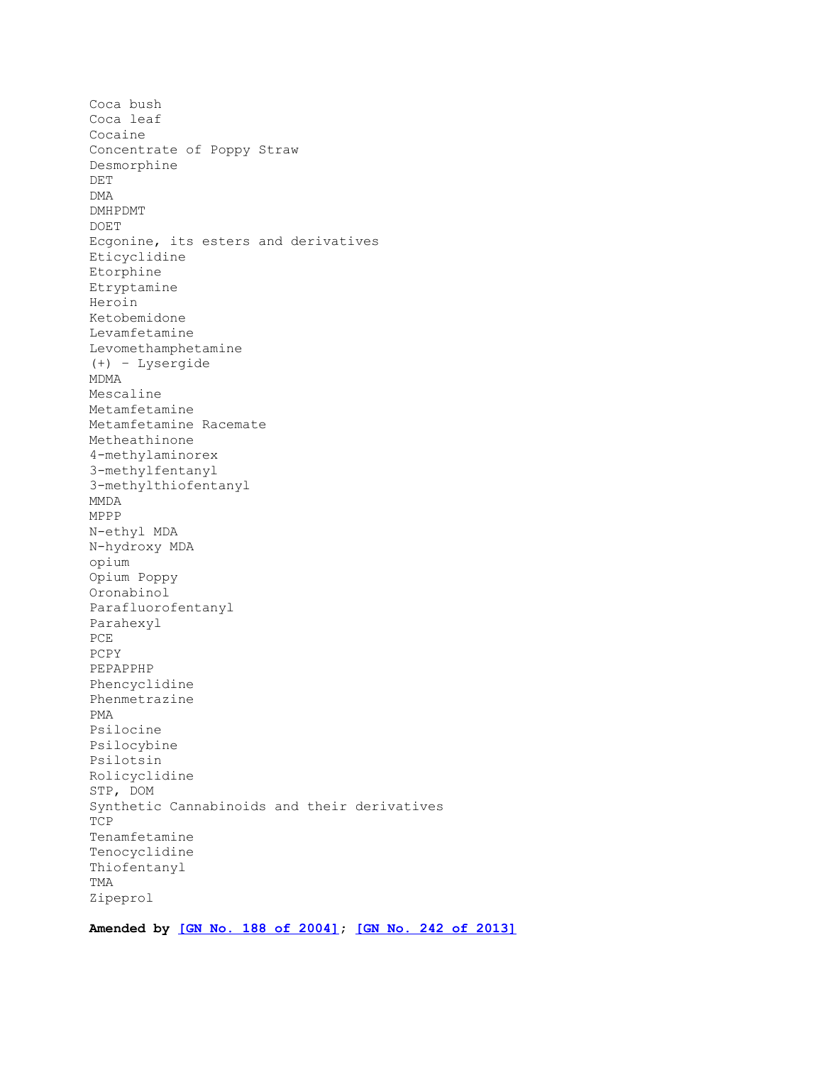Coca bush
Coca leaf
Cocaine
Concentrate of Poppy Straw
Desmorphine
DET
DMA
DMHPDMT
DOET
Ecgonine, its esters and derivatives
Eticyclidine
Etorphine
Etryptamine
Heroin
Ketobemidone
Levamfetamine
Levomethamphetamine
(+) – Lysergide
MDMA
Mescaline
Metamfetamine
Metamfetamine Racemate
Metheathinone
4-methylaminorex
3-methylfentanyl
3-methylthiofentanyl
MMDA
MPPP
N-ethyl MDA
N-hydroxy MDA
opium
Opium Poppy
Oronabinol
Parafluorofentanyl
Parahexyl
PCE
PCPY
PEPAPPHP
Phencyclidine
Phenmetrazine
PMA
Psilocine
Psilocybine
Psilotsin
Rolicyclidine
STP, DOM
Synthetic Cannabinoids and their derivatives
TCP
Tenamfetamine
Tenocyclidine
Thiofentanyl
TMA
Zipeprol

**Amended by [GN No. 188 of 2004]; [GN No. 242 of 2013]**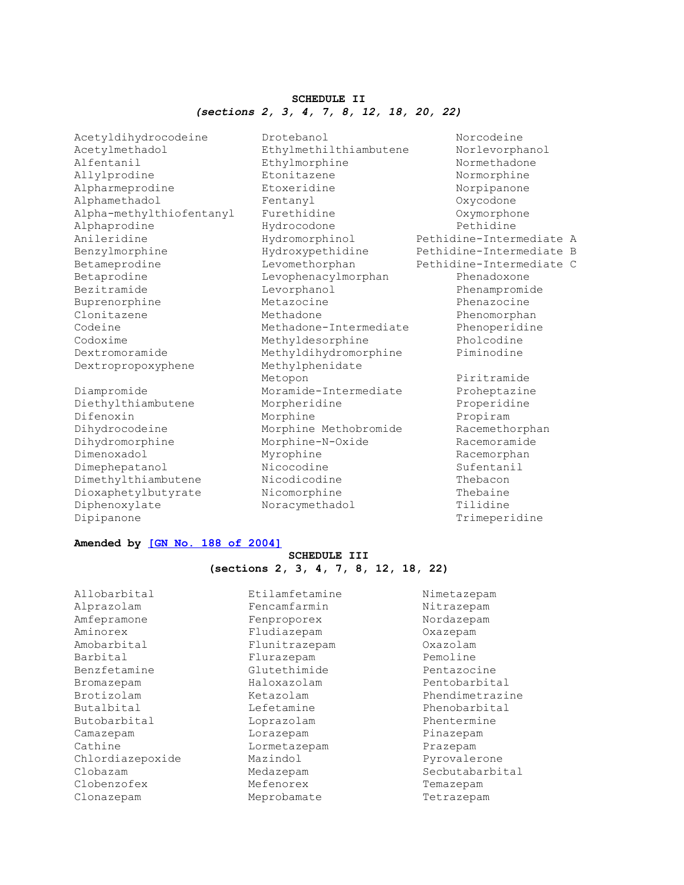**SCHEDULE II**

***(sections 2, 3, 4, 7, 8, 12, 18, 20, 22)***

Acetyldihydrocodeine
Acetylmethadol
Alfentanil
Allylprodine
Alpharmeprodine
Alphamethadol
Alpha-methylthiofentanyl
Alphaprodine
Anileridine
Benzylmorphine
Betameprodine
Betaprodine
Bezitramide
Buprenorphine
Clonitazene
Codeine
Codoxime
Dextromoramide
Dextropropoxyphene
Diampromide
Diethylthiambutene
Difenoxin
Dihydrocodeine
Dihydromorphine
Dimenoxadol
Dimephepatanol
Dimethylthiambutene
Dioxaphetylbutyrate
Diphenoxylate
Dipipanone
Drotebanol
Ethylmethilthiambutene
Ethylmorphine
Etonitazene
Etoxeridine
Fentanyl
Furethidine
Hydrocodone
Hydromorphinol
Hydroxypethidine
Levomethorphan
Levophenacylmorphan
Levorphanol
Metazocine
Methadone
Methadone-Intermediate
Methyldesorphine
Methyldihydromorphine
Methylphenidate
Metopon
Moramide-Intermediate
Morpheridine
Morphine
Morphine Methobromide
Morphine-N-Oxide
Myrophine
Nicocodine
Nicodicodine
Nicomorphine
Noracymethadol
Norcodeine
Norlevorphanol
Normethadone
Normorphine
Norpipanone
Oxycodone
Oxymorphone
Pethidine
Pethidine-Intermediate A
Pethidine-Intermediate B
Pethidine-Intermediate C
Phenadoxone
Phenampromide
Phenazocine
Phenomorphan
Phenoperidine
Pholcodine
Piminodine
Piritramide
Proheptazine
Properidine
Propiram
Racemethorphan
Racemoramide
Racemorphan
Sufentanil
Thebacon
Thebaine
Tilidine
Trimeperidine

**Amended by [GN No. 188 of 2004]**

**SCHEDULE III**

**(sections 2, 3, 4, 7, 8, 12, 18, 22)**

Allobarbital
Alprazolam
Amfepramone
Aminorex
Amobarbital
Barbital
Benzfetamine
Bromazepam
Brotizolam
Butalbital
Butobarbital
Camazepam
Cathine
Chlordiazepoxide
Clobazam
Clobenzofex
Clonazepam
Etilamfetamine
Fencamfarmin
Fenproporex
Fludiazepam
Flunitrazepam
Flurazepam
Glutethimide
Haloxazolam
Ketazolam
Lefetamine
Loprazolam
Lorazepam
Lormetazepam
Mazindol
Medazepam
Mefenorex
Meprobamate
Nimetazepam
Nitrazepam
Nordazepam
Oxazepam
Oxazolam
Pemoline
Pentazocine
Pentobarbital
Phendimetrazine
Phenobarbital
Phentermine
Pinazepam
Prazepam
Pyrovalerone
Secbutabarbital
Temazepam
Tetrazepam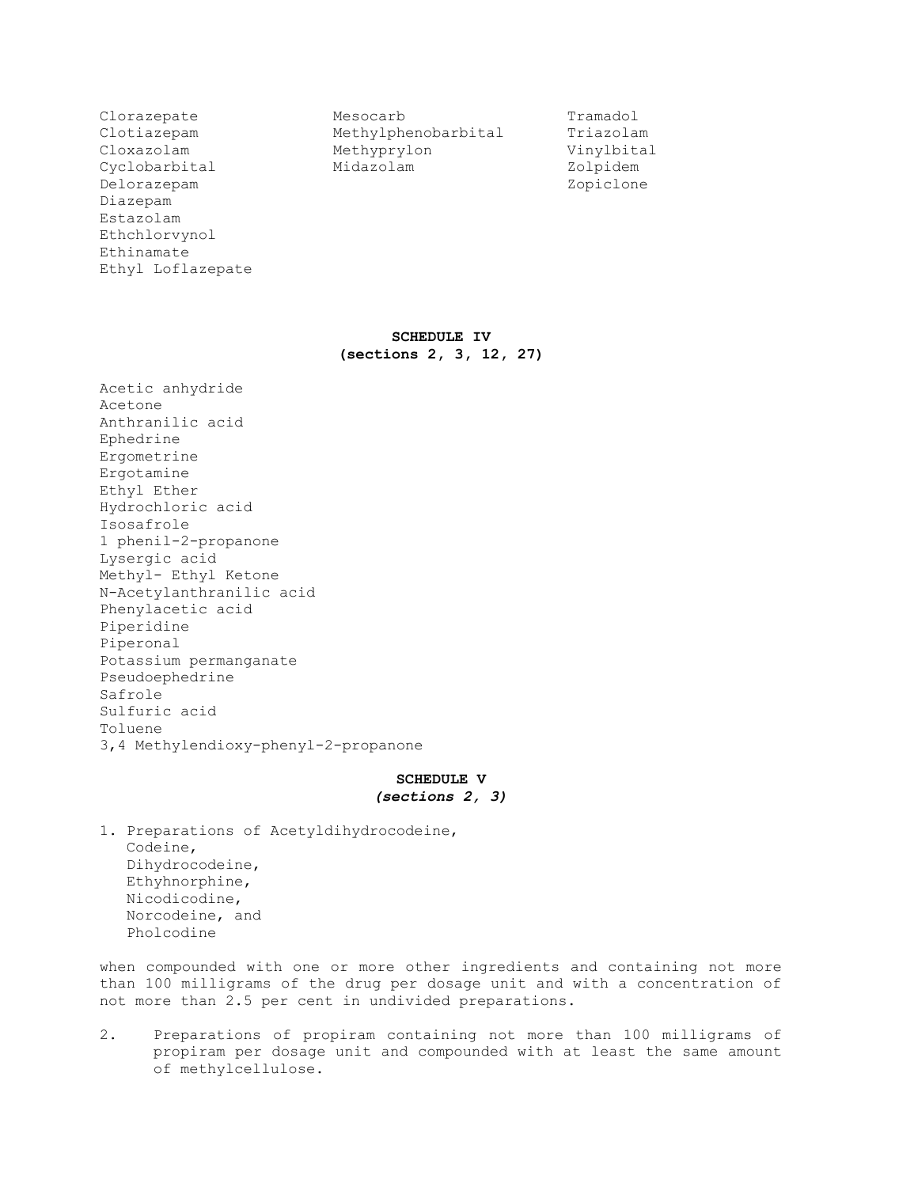Clorazepate
Clotiazepam
Cloxazolam
Cyclobarbital
Delorazepam
Diazepam
Estazolam
Ethchlorvynol
Ethinamate
Ethyl Loflazepate
Mesocarb
Methylphenobarbital
Methyprylon
Midazolam
Tramadol
Triazolam
Vinylbital
Zolpidem
Zopiclone

**SCHEDULE IV**
**(sections 2, 3, 12, 27)**

Acetic anhydride
Acetone
Anthranilic acid
Ephedrine
Ergometrine
Ergotamine
Ethyl Ether
Hydrochloric acid
Isosafrole
1 phenil-2-propanone
Lysergic acid
Methyl- Ethyl Ketone
N-Acetylanthranilic acid
Phenylacetic acid
Piperidine
Piperonal
Potassium permanganate
Pseudoephedrine
Safrole
Sulfuric acid
Toluene
3,4 Methylendioxy-phenyl-2-propanone

**SCHEDULE V**
***(sections 2, 3)***

1. Preparations of Acetyldihydrocodeine,
   Codeine,
   Dihydrocodeine,
   Ethyhnorphine,
   Nicodicodine,
   Norcodeine, and
   Pholcodine

when compounded with one or more other ingredients and containing not more than 100 milligrams of the drug per dosage unit and with a concentration of not more than 2.5 per cent in undivided preparations.

2. Preparations of propiram containing not more than 100 milligrams of propiram per dosage unit and compounded with at least the same amount of methylcellulose.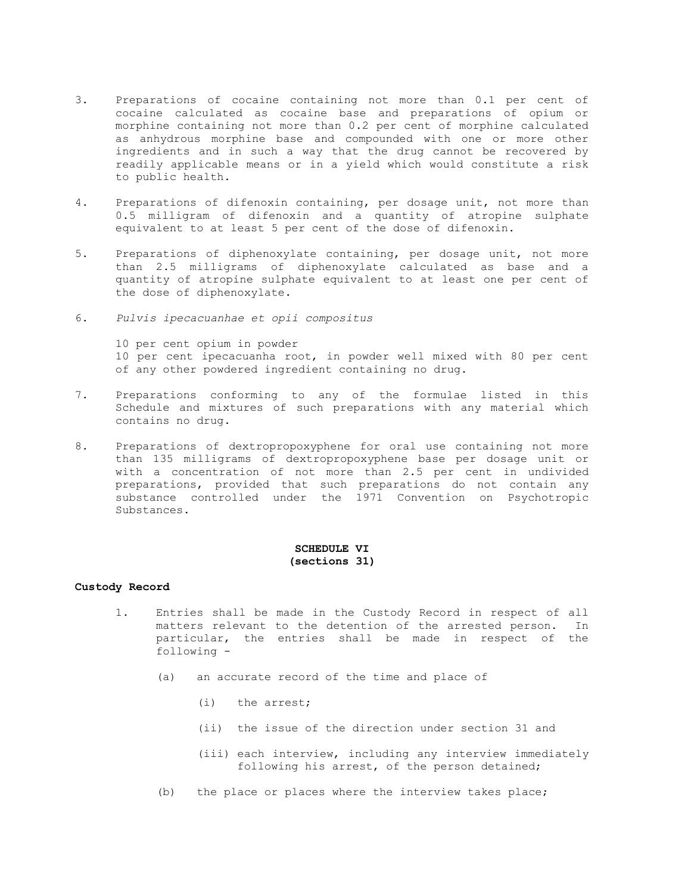3. Preparations of cocaine containing not more than 0.1 per cent of cocaine calculated as cocaine base and preparations of opium or morphine containing not more than 0.2 per cent of morphine calculated as anhydrous morphine base and compounded with one or more other ingredients and in such a way that the drug cannot be recovered by readily applicable means or in a yield which would constitute a risk to public health.

4. Preparations of difenoxin containing, per dosage unit, not more than 0.5 milligram of difenoxin and a quantity of atropine sulphate equivalent to at least 5 per cent of the dose of difenoxin.

5. Preparations of diphenoxylate containing, per dosage unit, not more than 2.5 milligrams of diphenoxylate calculated as base and a quantity of atropine sulphate equivalent to at least one per cent of the dose of diphenoxylate.

6. *Pulvis ipecacuanhae et opii compositus*

   10 per cent opium in powder
   10 per cent ipecacuanha root, in powder well mixed with 80 per cent of any other powdered ingredient containing no drug.

7. Preparations conforming to any of the formulae listed in this Schedule and mixtures of such preparations with any material which contains no drug.

8. Preparations of dextropropoxyphene for oral use containing not more than 135 milligrams of dextropropoxyphene base per dosage unit or with a concentration of not more than 2.5 per cent in undivided preparations, provided that such preparations do not contain any substance controlled under the 1971 Convention on Psychotropic Substances.

## SCHEDULE VI
**(sections 31)**

**Custody Record**

1. Entries shall be made in the Custody Record in respect of all matters relevant to the detention of the arrested person. In particular, the entries shall be made in respect of the following -

   (a) an accurate record of the time and place of

      (i) the arrest;

      (ii) the issue of the direction under section 31 and

      (iii) each interview, including any interview immediately following his arrest, of the person detained;

   (b) the place or places where the interview takes place;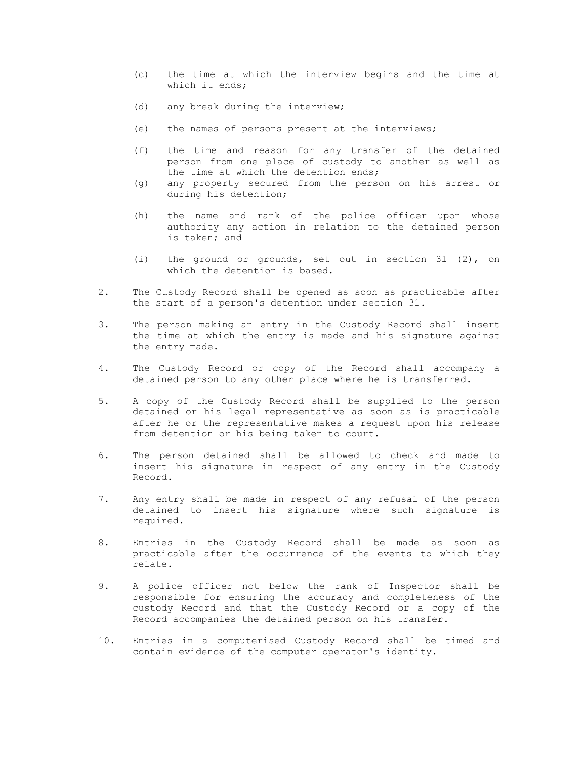(c) the time at which the interview begins and the time at which it ends;

(d) any break during the interview;

(e) the names of persons present at the interviews;

(f) the time and reason for any transfer of the detained person from one place of custody to another as well as the time at which the detention ends;

(g) any property secured from the person on his arrest or during his detention;

(h) the name and rank of the police officer upon whose authority any action in relation to the detained person is taken; and

(i) the ground or grounds, set out in section 31 (2), on which the detention is based.

2. The Custody Record shall be opened as soon as practicable after the start of a person's detention under section 31.

3. The person making an entry in the Custody Record shall insert the time at which the entry is made and his signature against the entry made.

4. The Custody Record or copy of the Record shall accompany a detained person to any other place where he is transferred.

5. A copy of the Custody Record shall be supplied to the person detained or his legal representative as soon as is practicable after he or the representative makes a request upon his release from detention or his being taken to court.

6. The person detained shall be allowed to check and made to insert his signature in respect of any entry in the Custody Record.

7. Any entry shall be made in respect of any refusal of the person detained to insert his signature where such signature is required.

8. Entries in the Custody Record shall be made as soon as practicable after the occurrence of the events to which they relate.

9. A police officer not below the rank of Inspector shall be responsible for ensuring the accuracy and completeness of the custody Record and that the Custody Record or a copy of the Record accompanies the detained person on his transfer.

10. Entries in a computerised Custody Record shall be timed and contain evidence of the computer operator's identity.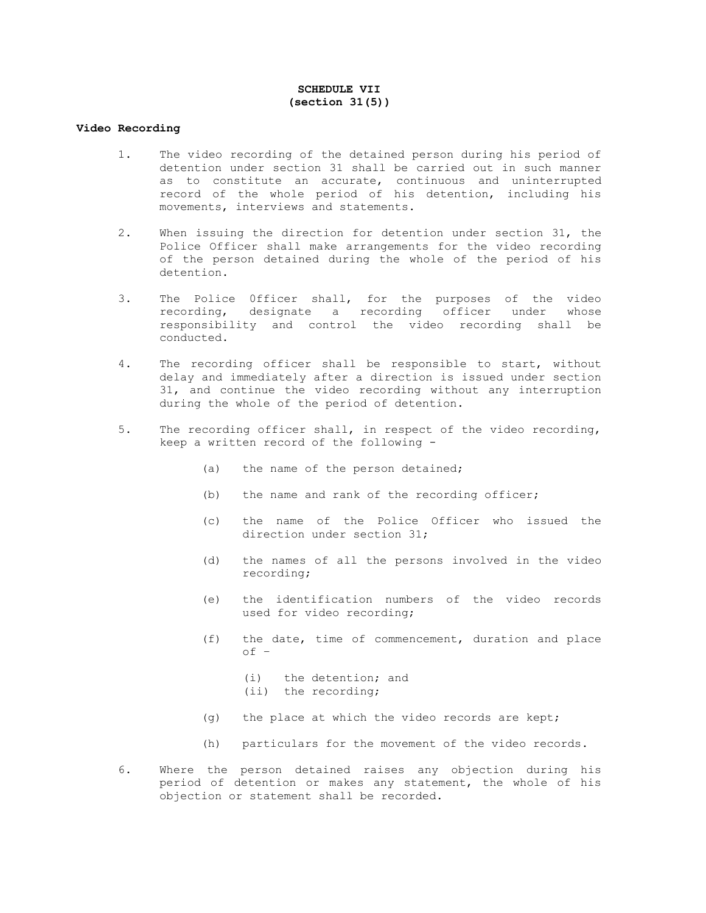**SCHEDULE VII**
**(section 31(5))**

**Video Recording**

1. The video recording of the detained person during his period of detention under section 31 shall be carried out in such manner as to constitute an accurate, continuous and uninterrupted record of the whole period of his detention, including his movements, interviews and statements.

2. When issuing the direction for detention under section 31, the Police Officer shall make arrangements for the video recording of the person detained during the whole of the period of his detention.

3. The Police 0fficer shall, for the purposes of the video recording, designate a recording officer under whose responsibility and control the video recording shall be conducted.

4. The recording officer shall be responsible to start, without delay and immediately after a direction is issued under section 31, and continue the video recording without any interruption during the whole of the period of detention.

5. The recording officer shall, in respect of the video recording, keep a written record of the following -

   (a) the name of the person detained;

   (b) the name and rank of the recording officer;

   (c) the name of the Police Officer who issued the direction under section 31;

   (d) the names of all the persons involved in the video recording;

   (e) the identification numbers of the video records used for video recording;

   (f) the date, time of commencement, duration and place of –

      (i) the detention; and
      (ii) the recording;

   (g) the place at which the video records are kept;

   (h) particulars for the movement of the video records.

6. Where the person detained raises any objection during his period of detention or makes any statement, the whole of his objection or statement shall be recorded.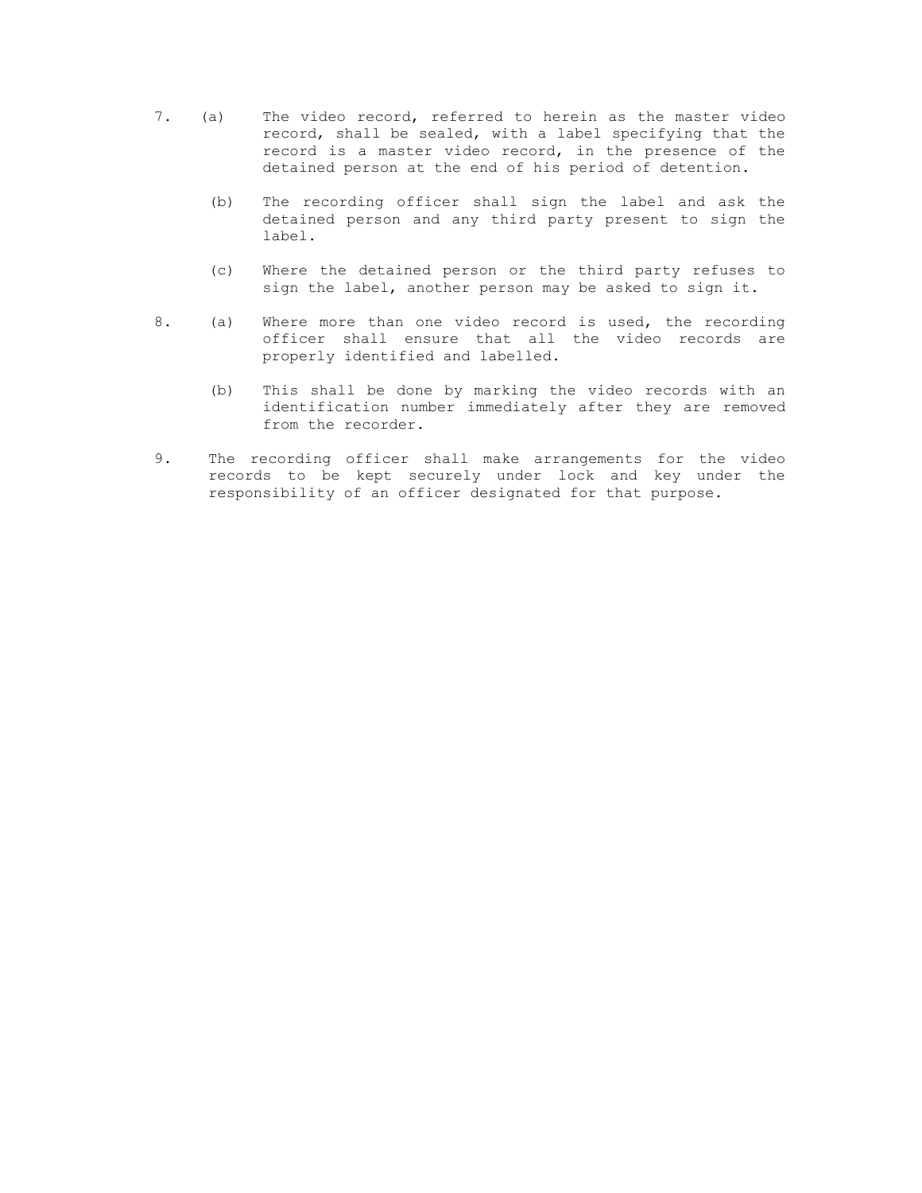7. (a) The video record, referred to herein as the master video record, shall be sealed, with a label specifying that the record is a master video record, in the presence of the detained person at the end of his period of detention.

   (b) The recording officer shall sign the label and ask the detained person and any third party present to sign the label.

   (c) Where the detained person or the third party refuses to sign the label, another person may be asked to sign it.

8. (a) Where more than one video record is used, the recording officer shall ensure that all the video records are properly identified and labelled.

   (b) This shall be done by marking the video records with an identification number immediately after they are removed from the recorder.

9. The recording officer shall make arrangements for the video records to be kept securely under lock and key under the responsibility of an officer designated for that purpose.